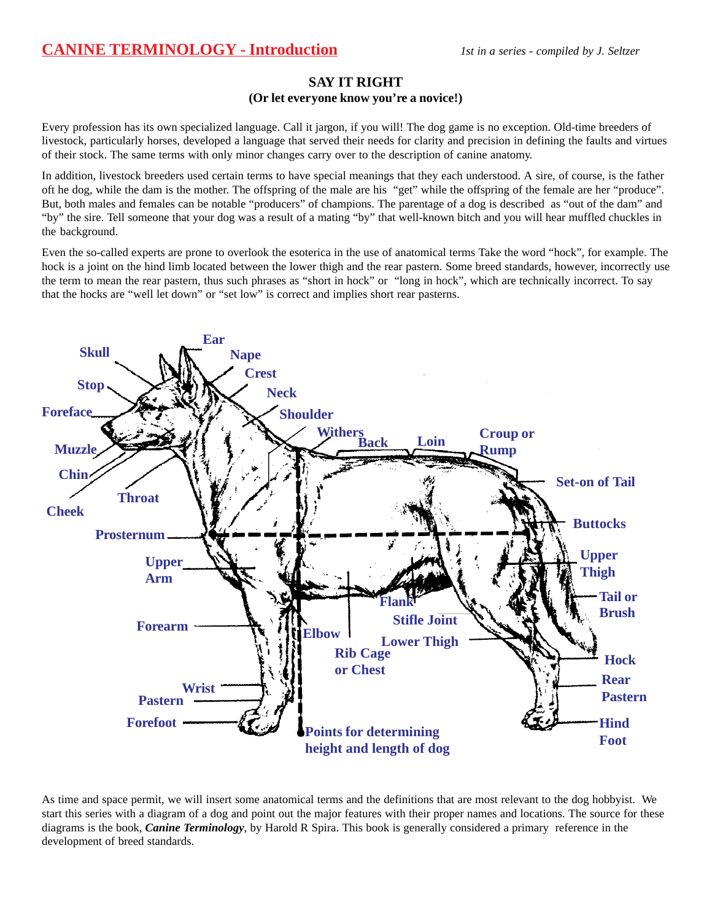# CANINE TERMINOLOGY - Introduction

*1st in a series - compiled by J. Seltzer*

## SAY IT RIGHT
### (Or let everyone know you're a novice!)

Every profession has its own specialized language. Call it jargon, if you will! The dog game is no exception. Old-time breeders of livestock, particularly horses, developed a language that served their needs for clarity and precision in defining the faults and virtues of their stock. The same terms with only minor changes carry over to the description of canine anatomy.

In addition, livestock breeders used certain terms to have special meanings that they each understood. A sire, of course, is the father oft he dog, while the dam is the mother. The offspring of the male are his "get" while the offspring of the female are her "produce". But, both males and females can be notable "producers" of champions. The parentage of a dog is described as "out of the dam" and "by" the sire. Tell someone that your dog was a result of a mating "by" that well-known bitch and you will hear muffled chuckles in the background.

Even the so-called experts are prone to overlook the esoterica in the use of anatomical terms Take the word "hock", for example. The hock is a joint on the hind limb located between the lower thigh and the rear pastern. Some breed standards, however, incorrectly use the term to mean the rear pastern, thus such phrases as "short in hock" or "long in hock", which are technically incorrect. To say that the hocks are "well let down" or "set low" is correct and implies short rear pasterns.

Skull, Ear, Nape, Crest, Neck, Stop, Foreface, Shoulder, Withers, Back, Loin, Croup or Rump, Muzzle, Chin, Set-on of Tail, Throat, Cheek, Buttocks, Prosternum, Upper Thigh, Upper Arm, Tail or Brush, Flank, Forearm, Stifle Joint, Elbow, Lower Thigh, Rib Cage or Chest, Hock, Rear Pastern, Wrist, Pastern, Hind Foot, Forefoot, Points for determining height and length of dog

As time and space permit, we will insert some anatomical terms and the definitions that are most relevant to the dog hobbyist. We start this series with a diagram of a dog and point out the major features with their proper names and locations. The source for these diagrams is the book, ***Canine Terminology***, by Harold R Spira. This book is generally considered a primary reference in the development of breed standards.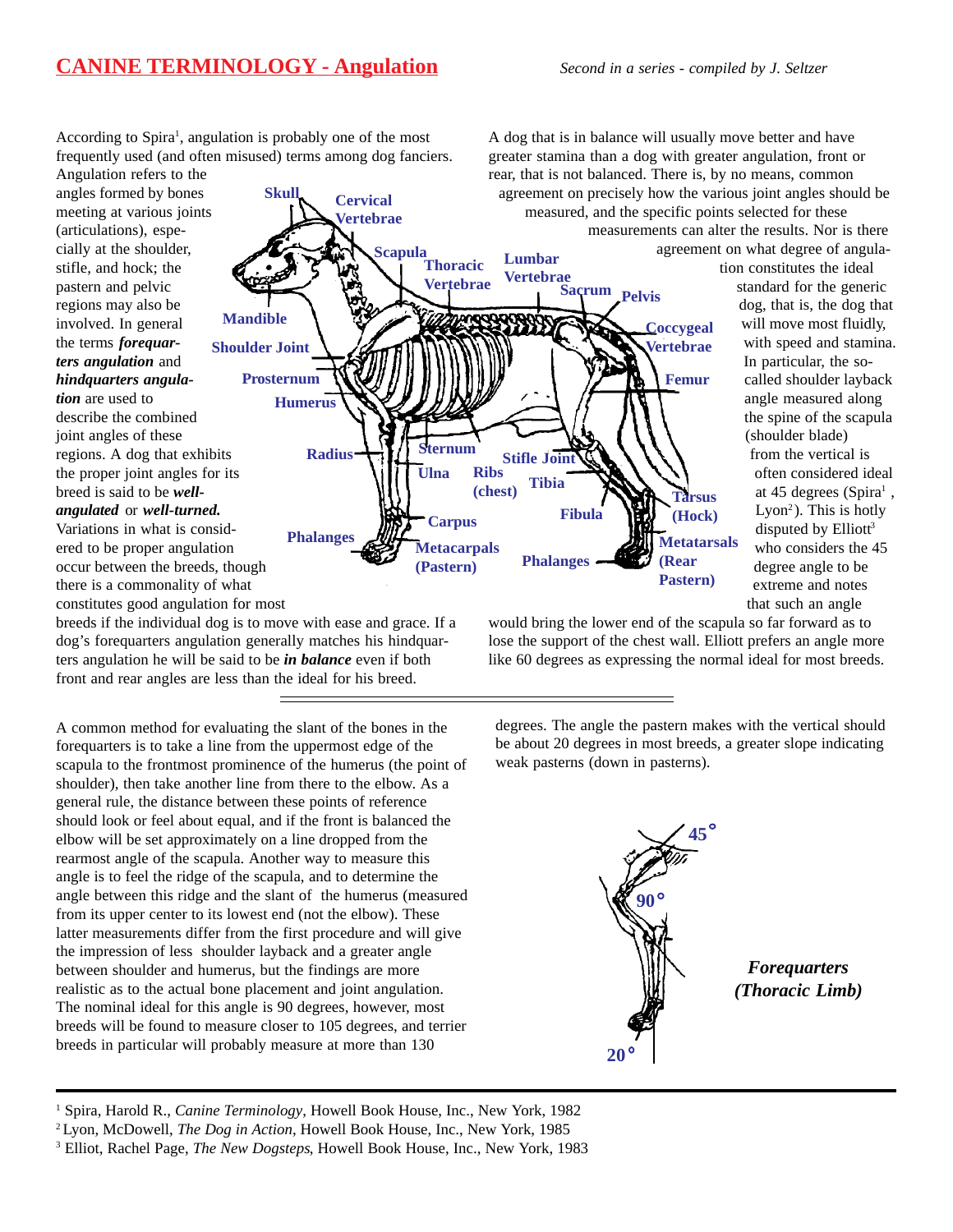# CANINE TERMINOLOGY - Angulation

*Second in a series - compiled by J. Seltzer*

According to Spira[1], angulation is probably one of the most frequently used (and often misused) terms among dog fanciers. Angulation refers to the angles formed by bones meeting at various joints (articulations), especially at the shoulder, stifle, and hock; the pastern and pelvic regions may also be involved. In general the terms ***forequarters angulation*** and ***hindquarters angulation*** are used to describe the combined joint angles of these regions. A dog that exhibits the proper joint angles for its breed is said to be ***well-angulated*** or ***well-turned.*** Variations in what is considered to be proper angulation occur between the breeds, though there is a commonality of what constitutes good angulation for most breeds if the individual dog is to move with ease and grace. If a dog's forequarters angulation generally matches his hindquarters angulation he will be said to be ***in balance*** even if both front and rear angles are less than the ideal for his breed.

A dog that is in balance will usually move better and have greater stamina than a dog with greater angulation, front or rear, that is not balanced. There is, by no means, common agreement on precisely how the various joint angles should be measured, and the specific points selected for these measurements can alter the results. Nor is there agreement on what degree of angulation constitutes the ideal standard for the generic dog, that is, the dog that will move most fluidly, with speed and stamina. In particular, the so-called shoulder layback angle measured along the spine of the scapula (shoulder blade) from the vertical is often considered ideal at 45 degrees (Spira[1], Lyon[2]). This is hotly disputed by Elliott[3] who considers the 45 degree angle to be extreme and notes that such an angle would bring the lower end of the scapula so far forward as to lose the support of the chest wall. Elliott prefers an angle more like 60 degrees as expressing the normal ideal for most breeds.

---

A common method for evaluating the slant of the bones in the forequarters is to take a line from the uppermost edge of the scapula to the frontmost prominence of the humerus (the point of shoulder), then take another line from there to the elbow. As a general rule, the distance between these points of reference should look or feel about equal, and if the front is balanced the elbow will be set approximately on a line dropped from the rearmost angle of the scapula. Another way to measure this angle is to feel the ridge of the scapula, and to determine the angle between this ridge and the slant of the humerus (measured from its upper center to its lowest end (not the elbow). These latter measurements differ from the first procedure and will give the impression of less shoulder layback and a greater angle between shoulder and humerus, but the findings are more realistic as to the actual bone placement and joint angulation. The nominal ideal for this angle is 90 degrees, however, most breeds will be found to measure closer to 105 degrees, and terrier breeds in particular will probably measure at more than 130 degrees. The angle the pastern makes with the vertical should be about 20 degrees in most breeds, a greater slope indicating weak pasterns (down in pasterns).

***Forequarters (Thoracic Limb)***

---

[1] Spira, Harold R., *Canine Terminology*, Howell Book House, Inc., New York, 1982

[2] Lyon, McDowell, *The Dog in Action*, Howell Book House, Inc., New York, 1985

[3] Elliot, Rachel Page, *The New Dogsteps*, Howell Book House, Inc., New York, 1983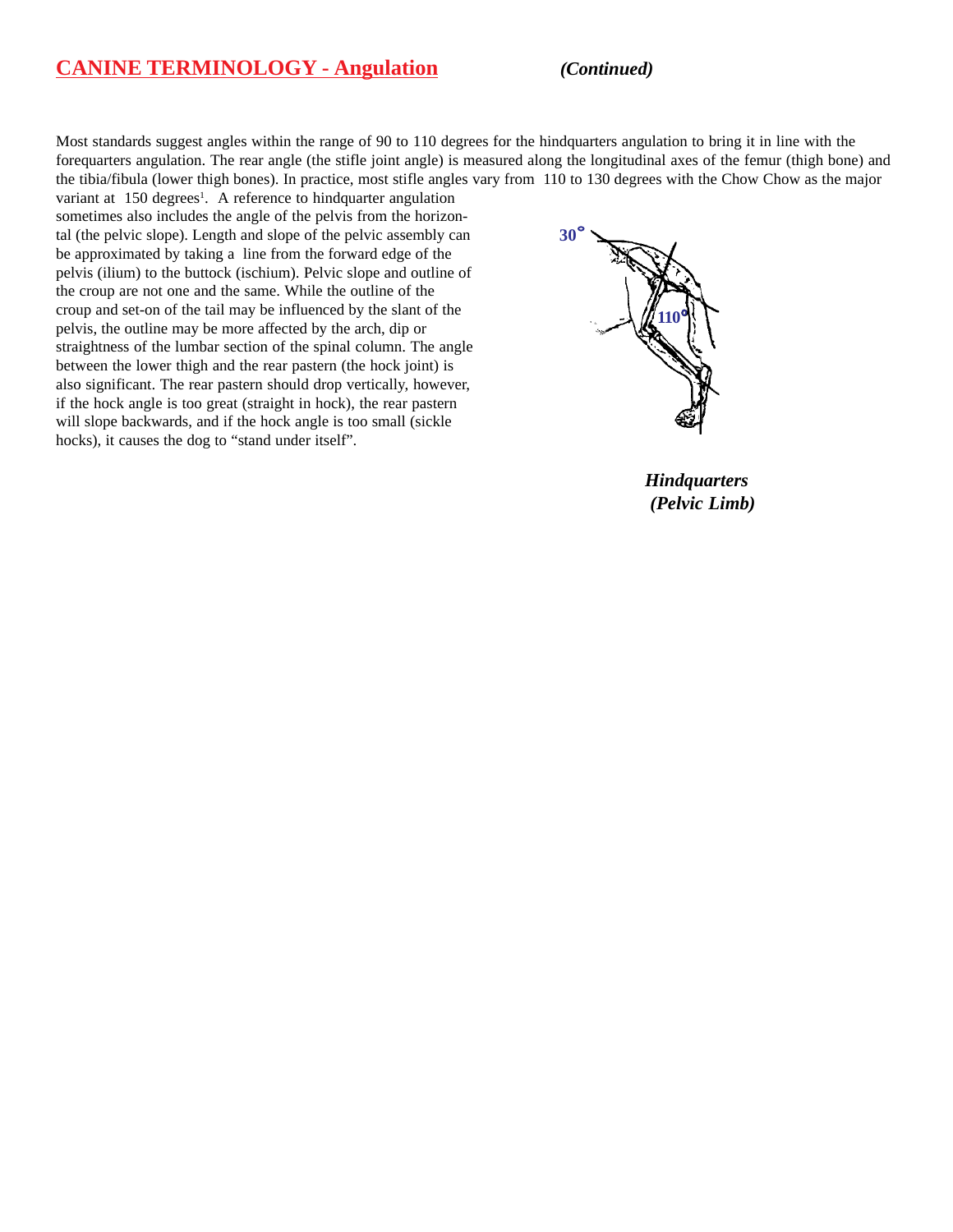## CANINE TERMINOLOGY - Angulation *(Continued)*

Most standards suggest angles within the range of 90 to 110 degrees for the hindquarters angulation to bring it in line with the forequarters angulation. The rear angle (the stifle joint angle) is measured along the longitudinal axes of the femur (thigh bone) and the tibia/fibula (lower thigh bones). In practice, most stifle angles vary from 110 to 130 degrees with the Chow Chow as the major variant at 150 degrees[1]. A reference to hindquarter angulation sometimes also includes the angle of the pelvis from the horizontal (the pelvic slope). Length and slope of the pelvic assembly can be approximated by taking a line from the forward edge of the pelvis (ilium) to the buttock (ischium). Pelvic slope and outline of the croup are not one and the same. While the outline of the croup and set-on of the tail may be influenced by the slant of the pelvis, the outline may be more affected by the arch, dip or straightness of the lumbar section of the spinal column. The angle between the lower thigh and the rear pastern (the hock joint) is also significant. The rear pastern should drop vertically, however, if the hock angle is too great (straight in hock), the rear pastern will slope backwards, and if the hock angle is too small (sickle hocks), it causes the dog to "stand under itself".

30°

110°

***Hindquarters (Pelvic Limb)***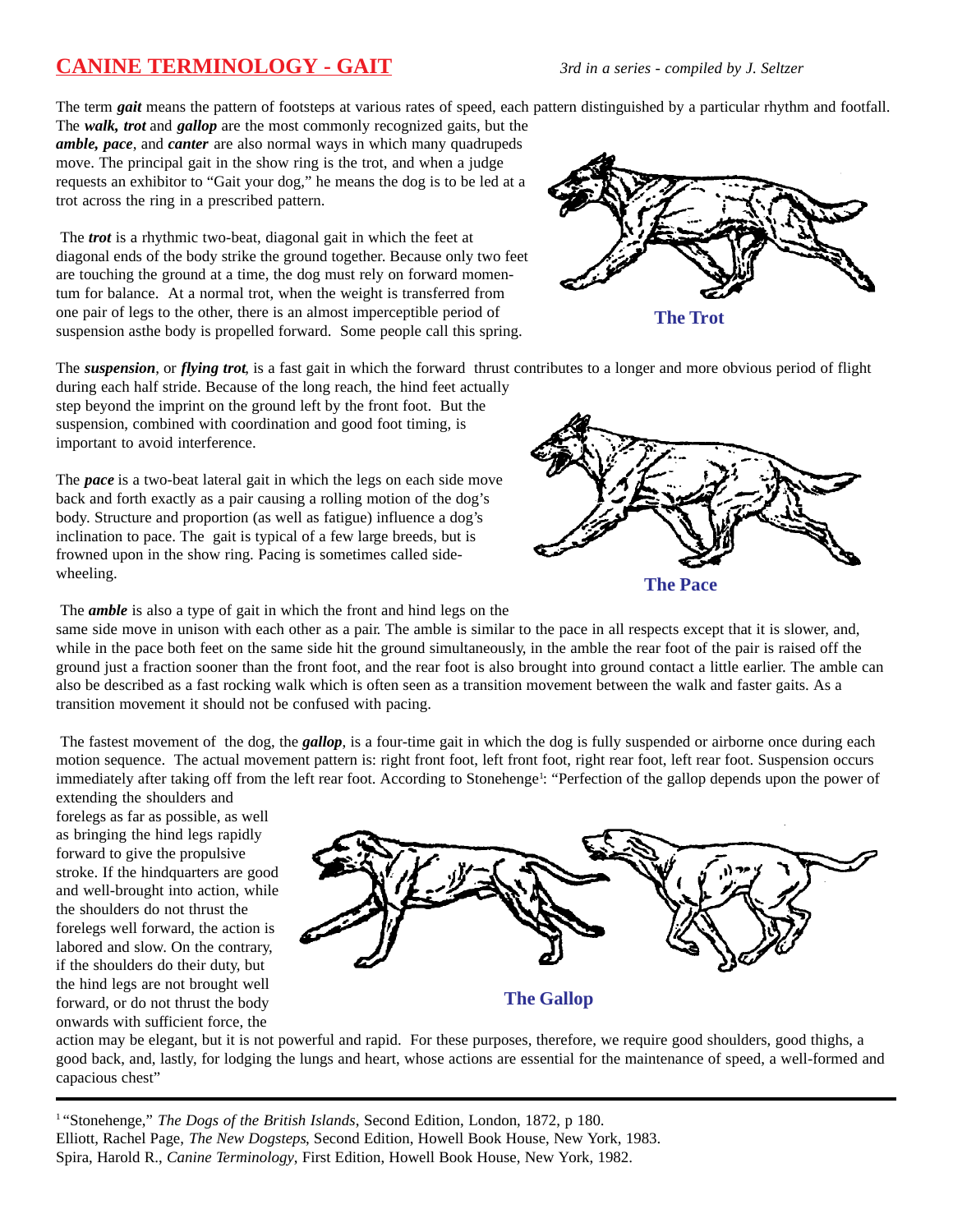## CANINE TERMINOLOGY - GAIT

*3rd in a series - compiled by J. Seltzer*

The term ***gait*** means the pattern of footsteps at various rates of speed, each pattern distinguished by a particular rhythm and footfall. The ***walk, trot*** and ***gallop*** are the most commonly recognized gaits, but the ***amble, pace***, and ***canter*** are also normal ways in which many quadrupeds move. The principal gait in the show ring is the trot, and when a judge requests an exhibitor to "Gait your dog," he means the dog is to be led at a trot across the ring in a prescribed pattern.

The ***trot*** is a rhythmic two-beat, diagonal gait in which the feet at diagonal ends of the body strike the ground together. Because only two feet are touching the ground at a time, the dog must rely on forward momentum for balance. At a normal trot, when the weight is transferred from one pair of legs to the other, there is an almost imperceptible period of suspension asthe body is propelled forward. Some people call this spring.

**The Trot**

The ***suspension***, or ***flying trot***, is a fast gait in which the forward thrust contributes to a longer and more obvious period of flight during each half stride. Because of the long reach, the hind feet actually step beyond the imprint on the ground left by the front foot. But the suspension, combined with coordination and good foot timing, is important to avoid interference.

The ***pace*** is a two-beat lateral gait in which the legs on each side move back and forth exactly as a pair causing a rolling motion of the dog's body. Structure and proportion (as well as fatigue) influence a dog's inclination to pace. The gait is typical of a few large breeds, but is frowned upon in the show ring. Pacing is sometimes called side-wheeling.

**The Pace**

The ***amble*** is also a type of gait in which the front and hind legs on the same side move in unison with each other as a pair. The amble is similar to the pace in all respects except that it is slower, and, while in the pace both feet on the same side hit the ground simultaneously, in the amble the rear foot of the pair is raised off the ground just a fraction sooner than the front foot, and the rear foot is also brought into ground contact a little earlier. The amble can also be described as a fast rocking walk which is often seen as a transition movement between the walk and faster gaits. As a transition movement it should not be confused with pacing.

The fastest movement of the dog, the ***gallop***, is a four-time gait in which the dog is fully suspended or airborne once during each motion sequence. The actual movement pattern is: right front foot, left front foot, right rear foot, left rear foot. Suspension occurs immediately after taking off from the left rear foot. According to Stonehenge[1]: "Perfection of the gallop depends upon the power of extending the shoulders and forelegs as far as possible, as well as bringing the hind legs rapidly forward to give the propulsive stroke. If the hindquarters are good and well-brought into action, while the shoulders do not thrust the forelegs well forward, the action is labored and slow. On the contrary, if the shoulders do their duty, but the hind legs are not brought well forward, or do not thrust the body onwards with sufficient force, the action may be elegant, but it is not powerful and rapid. For these purposes, therefore, we require good shoulders, good thighs, a good back, and, lastly, for lodging the lungs and heart, whose actions are essential for the maintenance of speed, a well-formed and capacious chest"

**The Gallop**

---

[1] "Stonehenge," *The Dogs of the British Islands*, Second Edition, London, 1872, p 180.
Elliott, Rachel Page, *The New Dogsteps*, Second Edition, Howell Book House, New York, 1983.
Spira, Harold R., *Canine Terminology*, First Edition, Howell Book House, New York, 1982.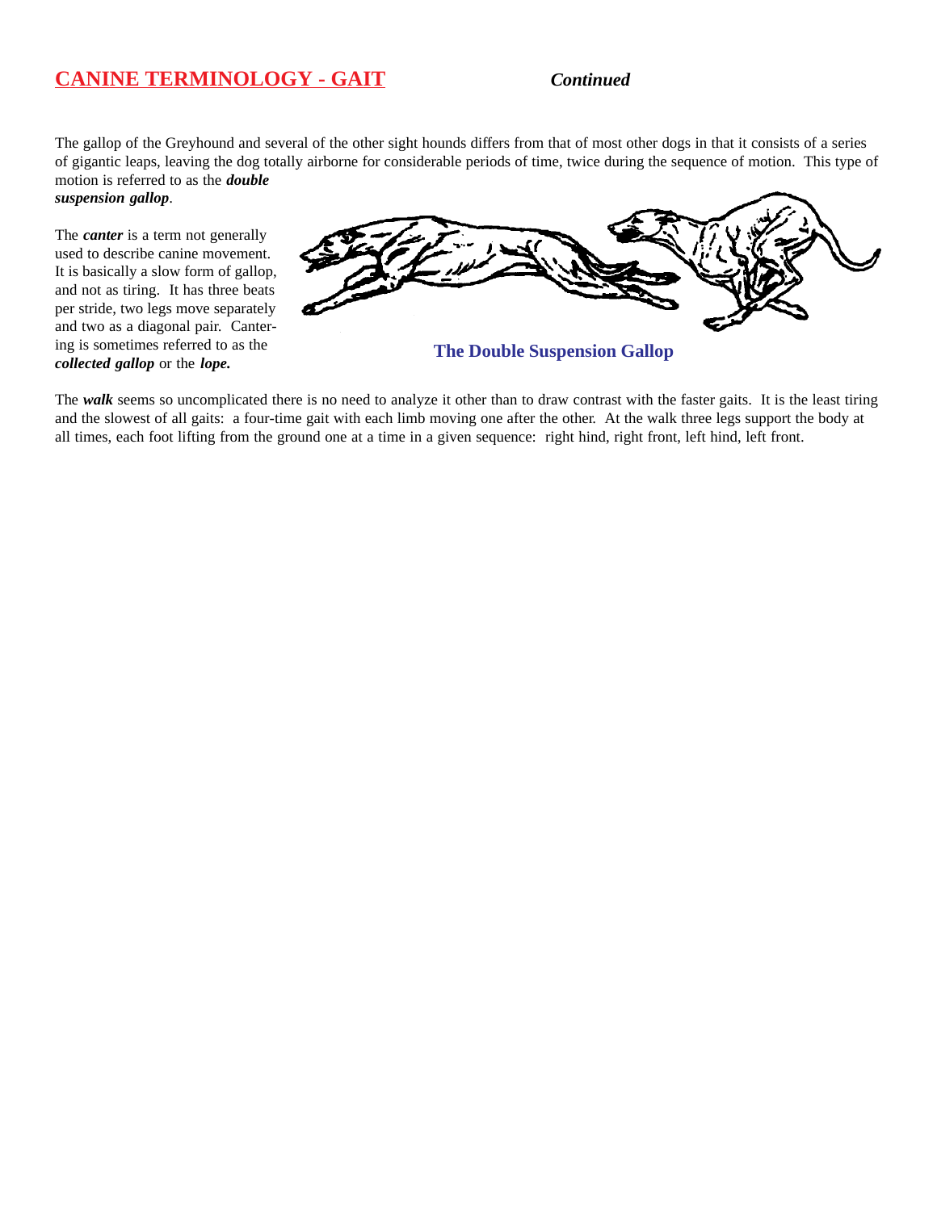## CANINE TERMINOLOGY - GAIT *Continued*

The gallop of the Greyhound and several of the other sight hounds differs from that of most other dogs in that it consists of a series of gigantic leaps, leaving the dog totally airborne for considerable periods of time, twice during the sequence of motion. This type of motion is referred to as the ***double suspension gallop***.

The ***canter*** is a term not generally used to describe canine movement. It is basically a slow form of gallop, and not as tiring. It has three beats per stride, two legs move separately and two as a diagonal pair. Cantering is sometimes referred to as the ***collected gallop*** or the ***lope.***

**The Double Suspension Gallop**

The ***walk*** seems so uncomplicated there is no need to analyze it other than to draw contrast with the faster gaits. It is the least tiring and the slowest of all gaits: a four-time gait with each limb moving one after the other. At the walk three legs support the body at all times, each foot lifting from the ground one at a time in a given sequence: right hind, right front, left hind, left front.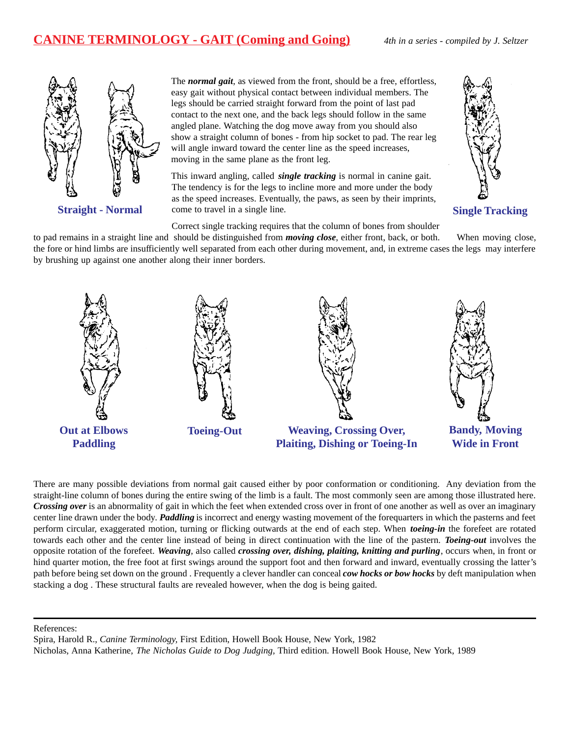# CANINE TERMINOLOGY - GAIT (Coming and Going)

*4th in a series - compiled by J. Seltzer*

**Straight - Normal**

The ***normal gait***, as viewed from the front, should be a free, effortless, easy gait without physical contact between individual members. The legs should be carried straight forward from the point of last pad contact to the next one, and the back legs should follow in the same angled plane. Watching the dog move away from you should also show a straight column of bones - from hip socket to pad. The rear leg will angle inward toward the center line as the speed increases, moving in the same plane as the front leg.

This inward angling, called ***single tracking*** is normal in canine gait. The tendency is for the legs to incline more and more under the body as the speed increases. Eventually, the paws, as seen by their imprints, come to travel in a single line.

**Single Tracking**

Correct single tracking requires that the column of bones from shoulder to pad remains in a straight line and should be distinguished from ***moving close***, either front, back, or both. When moving close, the fore or hind limbs are insufficiently well separated from each other during movement, and, in extreme cases the legs may interfere by brushing up against one another along their inner borders.

**Out at Elbows Paddling**

**Toeing-Out**

**Weaving, Crossing Over, Plaiting, Dishing or Toeing-In**

**Bandy, Moving Wide in Front**

There are many possible deviations from normal gait caused either by poor conformation or conditioning. Any deviation from the straight-line column of bones during the entire swing of the limb is a fault. The most commonly seen are among those illustrated here. ***Crossing over*** is an abnormality of gait in which the feet when extended cross over in front of one another as well as over an imaginary center line drawn under the body. ***Paddling*** is incorrect and energy wasting movement of the forequarters in which the pasterns and feet perform circular, exaggerated motion, turning or flicking outwards at the end of each step. When ***toeing-in*** the forefeet are rotated towards each other and the center line instead of being in direct continuation with the line of the pastern. ***Toeing-out*** involves the opposite rotation of the forefeet. ***Weaving***, also called ***crossing over, dishing, plaiting, knitting and purling***, occurs when, in front or hind quarter motion, the free foot at first swings around the support foot and then forward and inward, eventually crossing the latter's path before being set down on the ground . Frequently a clever handler can conceal ***cow hocks or bow hocks*** by deft manipulation when stacking a dog . These structural faults are revealed however, when the dog is being gaited.

---

References:

Spira, Harold R., *Canine Terminology,* First Edition, Howell Book House, New York, 1982

Nicholas, Anna Katherine, *The Nicholas Guide to Dog Judging,* Third edition. Howell Book House, New York, 1989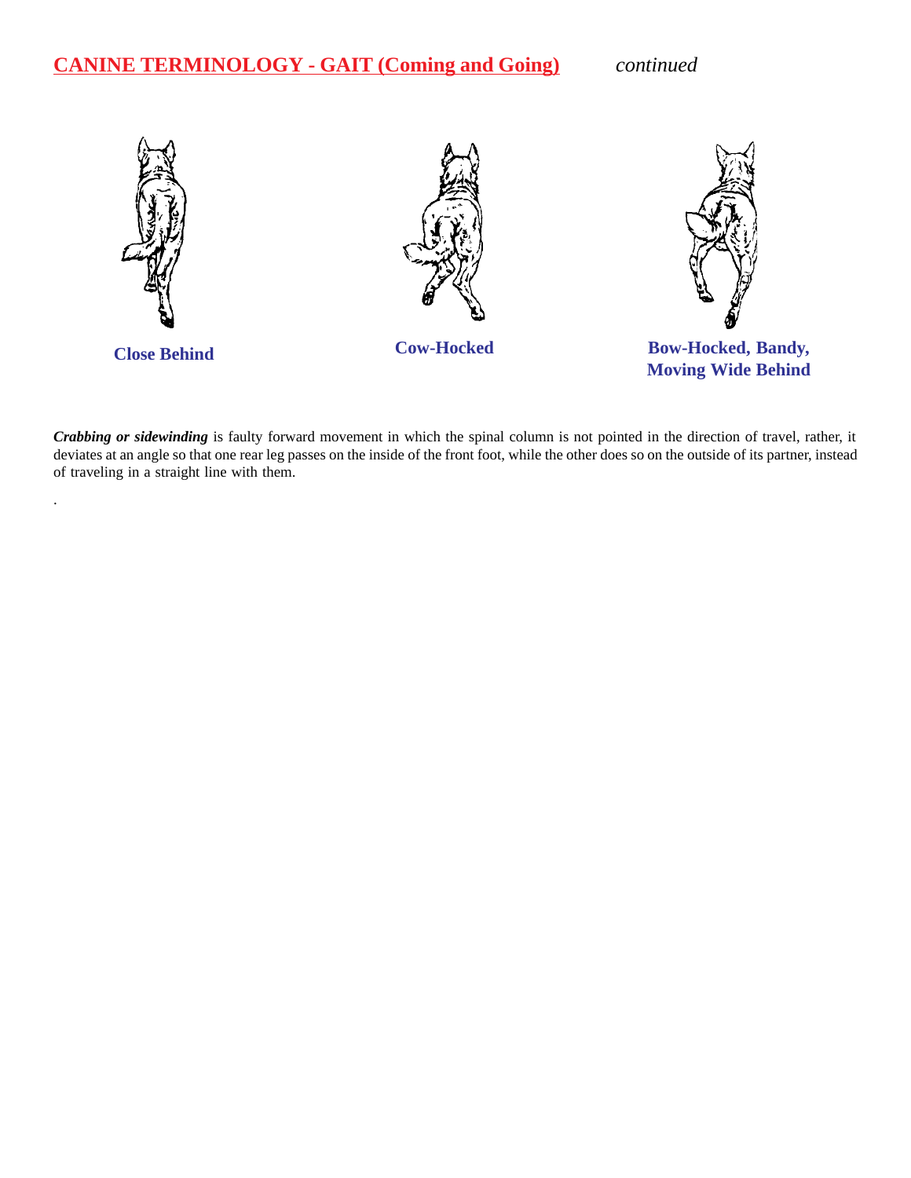## CANINE TERMINOLOGY - GAIT (Coming and Going) *continued*

**Close Behind**

**Cow-Hocked**

**Bow-Hocked, Bandy, Moving Wide Behind**

***Crabbing or sidewinding*** is faulty forward movement in which the spinal column is not pointed in the direction of travel, rather, it deviates at an angle so that one rear leg passes on the inside of the front foot, while the other does so on the outside of its partner, instead of traveling in a straight line with them.

.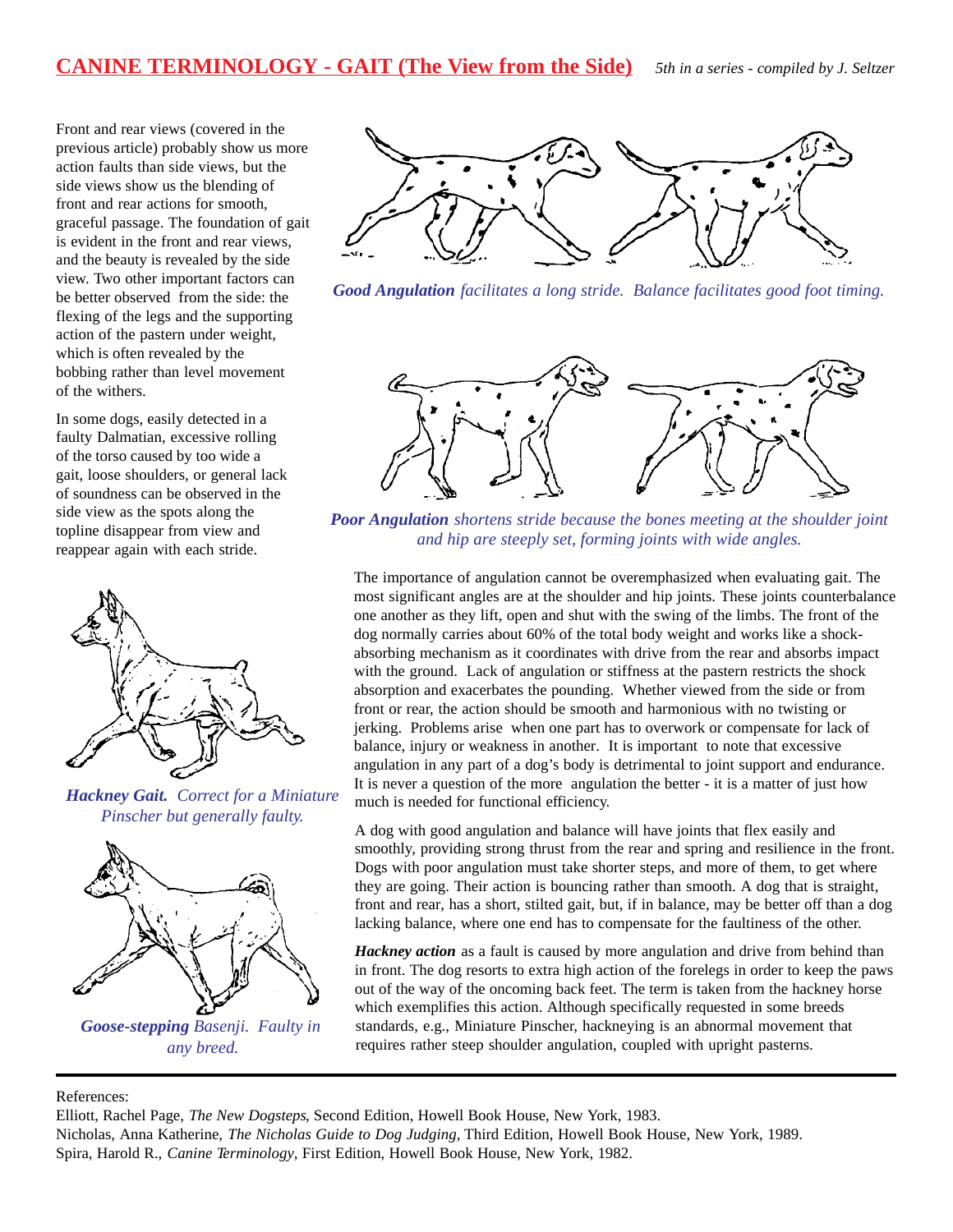# CANINE TERMINOLOGY - GAIT (The View from the Side)

*5th in a series - compiled by J. Seltzer*

Front and rear views (covered in the previous article) probably show us more action faults than side views, but the side views show us the blending of front and rear actions for smooth, graceful passage. The foundation of gait is evident in the front and rear views, and the beauty is revealed by the side view. Two other important factors can be better observed from the side: the flexing of the legs and the supporting action of the pastern under weight, which is often revealed by the bobbing rather than level movement of the withers.

In some dogs, easily detected in a faulty Dalmatian, excessive rolling of the torso caused by too wide a gait, loose shoulders, or general lack of soundness can be observed in the side view as the spots along the topline disappear from view and reappear again with each stride.

***Hackney Gait.*** *Correct for a Miniature Pinscher but generally faulty.*

***Goose-stepping*** *Basenji. Faulty in any breed.*

***Good Angulation*** *facilitates a long stride. Balance facilitates good foot timing.*

***Poor Angulation*** *shortens stride because the bones meeting at the shoulder joint and hip are steeply set, forming joints with wide angles.*

The importance of angulation cannot be overemphasized when evaluating gait. The most significant angles are at the shoulder and hip joints. These joints counterbalance one another as they lift, open and shut with the swing of the limbs. The front of the dog normally carries about 60% of the total body weight and works like a shock-absorbing mechanism as it coordinates with drive from the rear and absorbs impact with the ground. Lack of angulation or stiffness at the pastern restricts the shock absorption and exacerbates the pounding. Whether viewed from the side or from front or rear, the action should be smooth and harmonious with no twisting or jerking. Problems arise when one part has to overwork or compensate for lack of balance, injury or weakness in another. It is important to note that excessive angulation in any part of a dog's body is detrimental to joint support and endurance. It is never a question of the more angulation the better - it is a matter of just how much is needed for functional efficiency.

A dog with good angulation and balance will have joints that flex easily and smoothly, providing strong thrust from the rear and spring and resilience in the front. Dogs with poor angulation must take shorter steps, and more of them, to get where they are going. Their action is bouncing rather than smooth. A dog that is straight, front and rear, has a short, stilted gait, but, if in balance, may be better off than a dog lacking balance, where one end has to compensate for the faultiness of the other.

***Hackney action*** as a fault is caused by more angulation and drive from behind than in front. The dog resorts to extra high action of the forelegs in order to keep the paws out of the way of the oncoming back feet. The term is taken from the hackney horse which exemplifies this action. Although specifically requested in some breeds standards, e.g., Miniature Pinscher, hackneying is an abnormal movement that requires rather steep shoulder angulation, coupled with upright pasterns.

References:

Elliott, Rachel Page, *The New Dogsteps*, Second Edition, Howell Book House, New York, 1983.

Nicholas, Anna Katherine, *The Nicholas Guide to Dog Judging*, Third Edition, Howell Book House, New York, 1989.

Spira, Harold R., *Canine Terminology*, First Edition, Howell Book House, New York, 1982.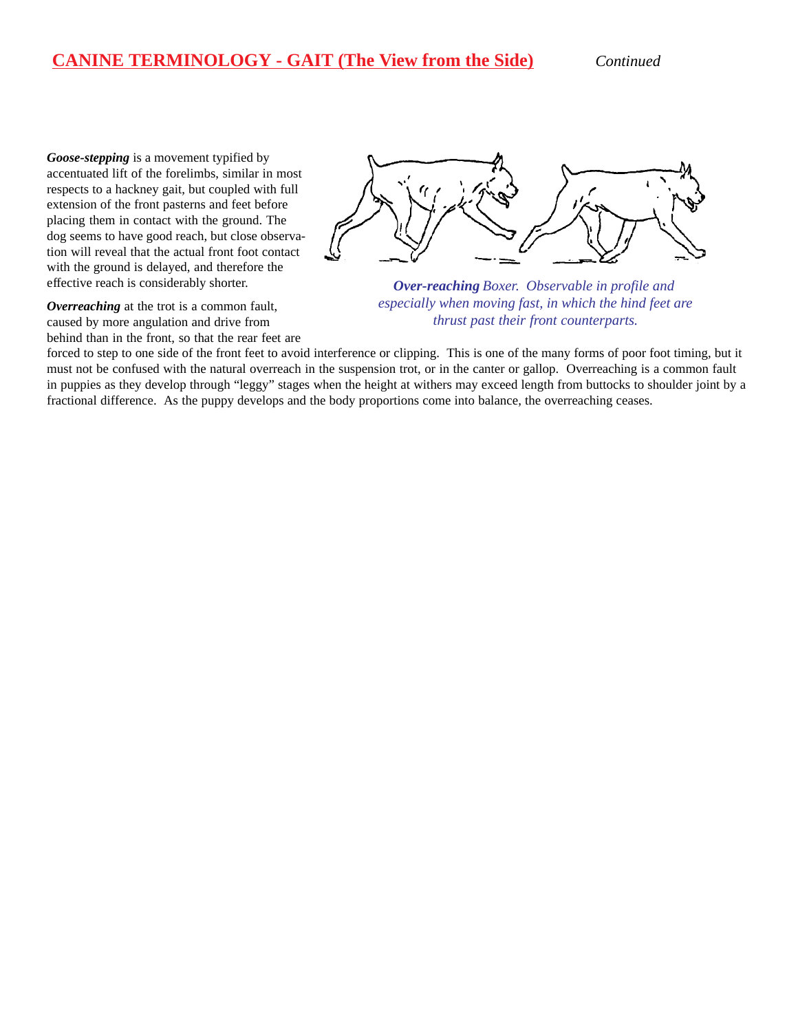## CANINE TERMINOLOGY - GAIT (The View from the Side) *Continued*

***Goose-stepping*** is a movement typified by accentuated lift of the forelimbs, similar in most respects to a hackney gait, but coupled with full extension of the front pasterns and feet before placing them in contact with the ground. The dog seems to have good reach, but close observation will reveal that the actual front foot contact with the ground is delayed, and therefore the effective reach is considerably shorter.

***Over-reaching*** *Boxer. Observable in profile and especially when moving fast, in which the hind feet are thrust past their front counterparts.*

***Overreaching*** at the trot is a common fault, caused by more angulation and drive from behind than in the front, so that the rear feet are forced to step to one side of the front feet to avoid interference or clipping. This is one of the many forms of poor foot timing, but it must not be confused with the natural overreach in the suspension trot, or in the canter or gallop. Overreaching is a common fault in puppies as they develop through "leggy" stages when the height at withers may exceed length from buttocks to shoulder joint by a fractional difference. As the puppy develops and the body proportions come into balance, the overreaching ceases.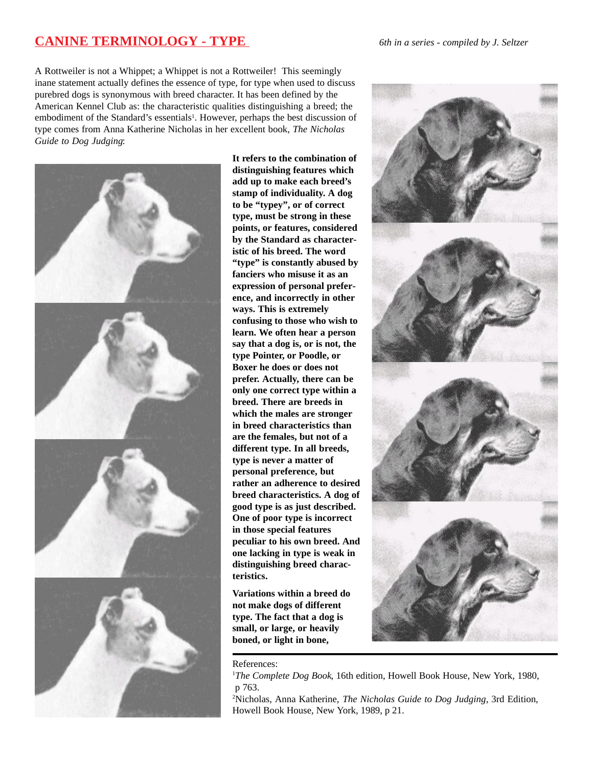# CANINE TERMINOLOGY - TYPE

*6th in a series - compiled by J. Seltzer*

A Rottweiler is not a Whippet; a Whippet is not a Rottweiler! This seemingly inane statement actually defines the essence of type, for type when used to discuss purebred dogs is synonymous with breed character. It has been defined by the American Kennel Club as: the characteristic qualities distinguishing a breed; the embodiment of the Standard's essentials[1]. However, perhaps the best discussion of type comes from Anna Katherine Nicholas in her excellent book, *The Nicholas Guide to Dog Judging*:

**It refers to the combination of distinguishing features which add up to make each breed's stamp of individuality. A dog to be "typey", or of correct type, must be strong in these points, or features, considered by the Standard as characteristic of his breed. The word "type" is constantly abused by fanciers who misuse it as an expression of personal preference, and incorrectly in other ways. This is extremely confusing to those who wish to learn. We often hear a person say that a dog is, or is not, the type Pointer, or Poodle, or Boxer he does or does not prefer. Actually, there can be only one correct type within a breed. There are breeds in which the males are stronger in breed characteristics than are the females, but not of a different type. In all breeds, type is never a matter of personal preference, but rather an adherence to desired breed characteristics. A dog of good type is as just described. One of poor type is incorrect in those special features peculiar to his own breed. And one lacking in type is weak in distinguishing breed characteristics.**

**Variations within a breed do not make dogs of different type. The fact that a dog is small, or large, or heavily boned, or light in bone,**

References:

[1]*The Complete Dog Book*, 16th edition, Howell Book House, New York, 1980, p 763.

[2]Nicholas, Anna Katherine, *The Nicholas Guide to Dog Judging*, 3rd Edition, Howell Book House, New York, 1989, p 21.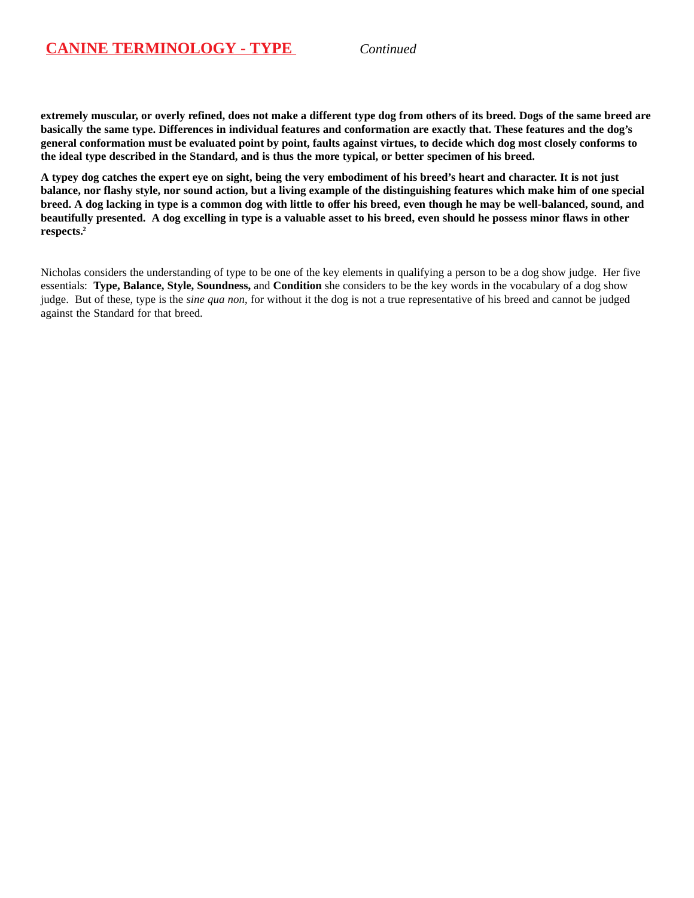## CANINE TERMINOLOGY - TYPE *Continued*

**extremely muscular, or overly refined, does not make a different type dog from others of its breed. Dogs of the same breed are basically the same type. Differences in individual features and conformation are exactly that. These features and the dog's general conformation must be evaluated point by point, faults against virtues, to decide which dog most closely conforms to the ideal type described in the Standard, and is thus the more typical, or better specimen of his breed.**

**A typey dog catches the expert eye on sight, being the very embodiment of his breed's heart and character. It is not just balance, nor flashy style, nor sound action, but a living example of the distinguishing features which make him of one special breed. A dog lacking in type is a common dog with little to offer his breed, even though he may be well-balanced, sound, and beautifully presented. A dog excelling in type is a valuable asset to his breed, even should he possess minor flaws in other respects.[2]**

Nicholas considers the understanding of type to be one of the key elements in qualifying a person to be a dog show judge. Her five essentials: **Type, Balance, Style, Soundness,** and **Condition** she considers to be the key words in the vocabulary of a dog show judge. But of these, type is the *sine qua non*, for without it the dog is not a true representative of his breed and cannot be judged against the Standard for that breed.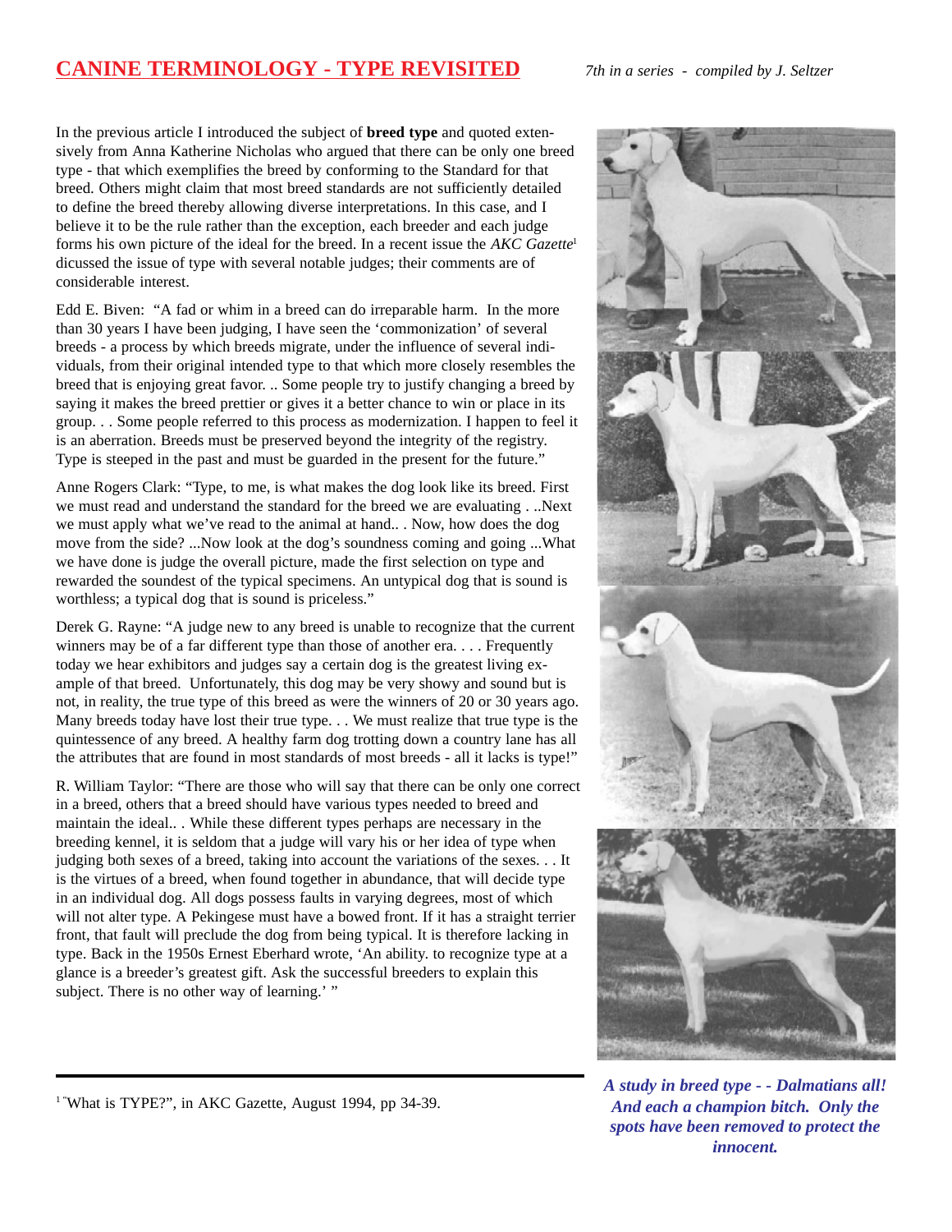## CANINE TERMINOLOGY - TYPE REVISITED

*7th in a series - compiled by J. Seltzer*

In the previous article I introduced the subject of **breed type** and quoted extensively from Anna Katherine Nicholas who argued that there can be only one breed type - that which exemplifies the breed by conforming to the Standard for that breed. Others might claim that most breed standards are not sufficiently detailed to define the breed thereby allowing diverse interpretations. In this case, and I believe it to be the rule rather than the exception, each breeder and each judge forms his own picture of the ideal for the breed. In a recent issue the *AKC Gazette*[1] dicussed the issue of type with several notable judges; their comments are of considerable interest.

Edd E. Biven: "A fad or whim in a breed can do irreparable harm. In the more than 30 years I have been judging, I have seen the 'commonization' of several breeds - a process by which breeds migrate, under the influence of several individuals, from their original intended type to that which more closely resembles the breed that is enjoying great favor. .. Some people try to justify changing a breed by saying it makes the breed prettier or gives it a better chance to win or place in its group. . . Some people referred to this process as modernization. I happen to feel it is an aberration. Breeds must be preserved beyond the integrity of the registry. Type is steeped in the past and must be guarded in the present for the future."

Anne Rogers Clark: "Type, to me, is what makes the dog look like its breed. First we must read and understand the standard for the breed we are evaluating . ..Next we must apply what we've read to the animal at hand.. . Now, how does the dog move from the side? ...Now look at the dog's soundness coming and going ...What we have done is judge the overall picture, made the first selection on type and rewarded the soundest of the typical specimens. An untypical dog that is sound is worthless; a typical dog that is sound is priceless."

Derek G. Rayne: "A judge new to any breed is unable to recognize that the current winners may be of a far different type than those of another era. . . . Frequently today we hear exhibitors and judges say a certain dog is the greatest living example of that breed. Unfortunately, this dog may be very showy and sound but is not, in reality, the true type of this breed as were the winners of 20 or 30 years ago. Many breeds today have lost their true type. . . We must realize that true type is the quintessence of any breed. A healthy farm dog trotting down a country lane has all the attributes that are found in most standards of most breeds - all it lacks is type!"

R. William Taylor: "There are those who will say that there can be only one correct in a breed, others that a breed should have various types needed to breed and maintain the ideal.. . While these different types perhaps are necessary in the breeding kennel, it is seldom that a judge will vary his or her idea of type when judging both sexes of a breed, taking into account the variations of the sexes. . . It is the virtues of a breed, when found together in abundance, that will decide type in an individual dog. All dogs possess faults in varying degrees, most of which will not alter type. A Pekingese must have a bowed front. If it has a straight terrier front, that fault will preclude the dog from being typical. It is therefore lacking in type. Back in the 1950s Ernest Eberhard wrote, 'An ability. to recognize type at a glance is a breeder's greatest gift. Ask the successful breeders to explain this subject. There is no other way of learning.' "

***A study in breed type - - Dalmatians all! And each a champion bitch. Only the spots have been removed to protect the innocent.***

---

[1] "What is TYPE?", in AKC Gazette, August 1994, pp 34-39.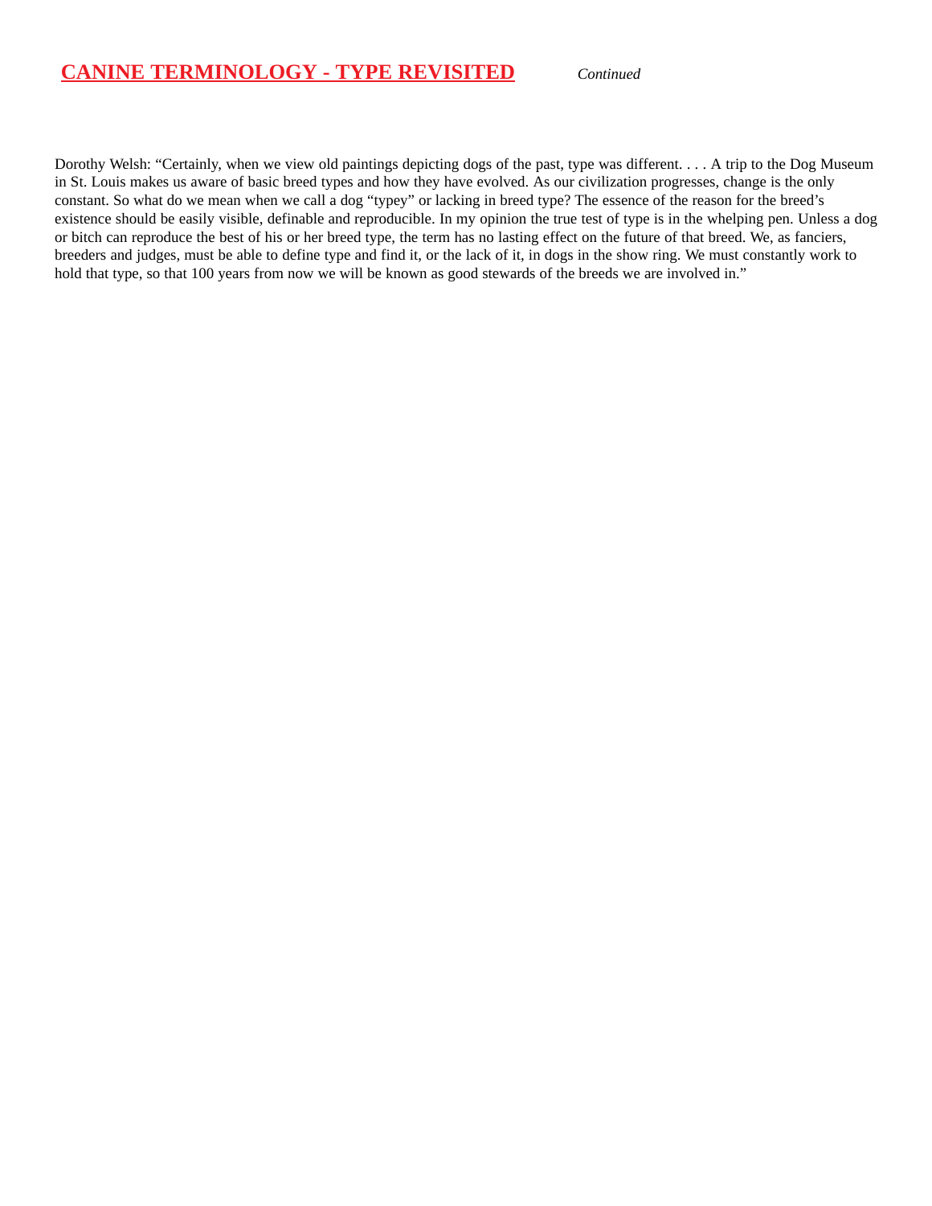## CANINE TERMINOLOGY - TYPE REVISITED *Continued*

Dorothy Welsh: “Certainly, when we view old paintings depicting dogs of the past, type was different. . . . A trip to the Dog Museum in St. Louis makes us aware of basic breed types and how they have evolved. As our civilization progresses, change is the only constant. So what do we mean when we call a dog “typey” or lacking in breed type? The essence of the reason for the breed’s existence should be easily visible, definable and reproducible. In my opinion the true test of type is in the whelping pen. Unless a dog or bitch can reproduce the best of his or her breed type, the term has no lasting effect on the future of that breed. We, as fanciers, breeders and judges, must be able to define type and find it, or the lack of it, in dogs in the show ring. We must constantly work to hold that type, so that 100 years from now we will be known as good stewards of the breeds we are involved in.”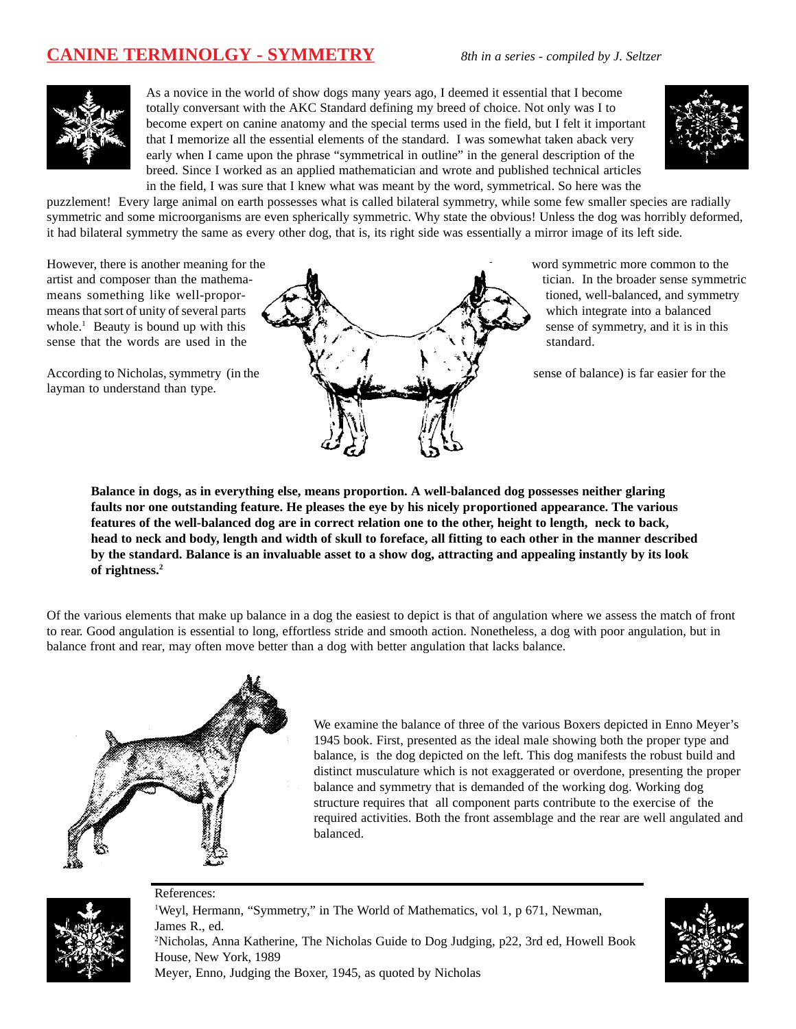# CANINE TERMINOLGY - SYMMETRY

*8th in a series - compiled by J. Seltzer*

As a novice in the world of show dogs many years ago, I deemed it essential that I become totally conversant with the AKC Standard defining my breed of choice. Not only was I to become expert on canine anatomy and the special terms used in the field, but I felt it important that I memorize all the essential elements of the standard. I was somewhat taken aback very early when I came upon the phrase "symmetrical in outline" in the general description of the breed. Since I worked as an applied mathematician and wrote and published technical articles in the field, I was sure that I knew what was meant by the word, symmetrical. So here was the puzzlement! Every large animal on earth possesses what is called bilateral symmetry, while some few smaller species are radially symmetric and some microorganisms are even spherically symmetric. Why state the obvious! Unless the dog was horribly deformed, it had bilateral symmetry the same as every other dog, that is, its right side was essentially a mirror image of its left side.

However, there is another meaning for the word symmetric more common to the artist and composer than the mathematician. In the broader sense symmetric means something like well-proportioned, well-balanced, and symmetry means that sort of unity of several parts which integrate into a balanced whole.[1] Beauty is bound up with this sense of symmetry, and it is in this sense that the words are used in the standard.

According to Nicholas, symmetry (in the sense of balance) is far easier for the layman to understand than type.

**Balance in dogs, as in everything else, means proportion. A well-balanced dog possesses neither glaring faults nor one outstanding feature. He pleases the eye by his nicely proportioned appearance. The various features of the well-balanced dog are in correct relation one to the other, height to length, neck to back, head to neck and body, length and width of skull to foreface, all fitting to each other in the manner described by the standard. Balance is an invaluable asset to a show dog, attracting and appealing instantly by its look of rightness.[2]**

Of the various elements that make up balance in a dog the easiest to depict is that of angulation where we assess the match of front to rear. Good angulation is essential to long, effortless stride and smooth action. Nonetheless, a dog with poor angulation, but in balance front and rear, may often move better than a dog with better angulation that lacks balance.

We examine the balance of three of the various Boxers depicted in Enno Meyer's 1945 book. First, presented as the ideal male showing both the proper type and balance, is the dog depicted on the left. This dog manifests the robust build and distinct musculature which is not exaggerated or overdone, presenting the proper balance and symmetry that is demanded of the working dog. Working dog structure requires that all component parts contribute to the exercise of the required activities. Both the front assemblage and the rear are well angulated and balanced.

---

References:

[1]Weyl, Hermann, "Symmetry," in The World of Mathematics, vol 1, p 671, Newman, James R., ed.

[2]Nicholas, Anna Katherine, The Nicholas Guide to Dog Judging, p22, 3rd ed, Howell Book House, New York, 1989

Meyer, Enno, Judging the Boxer, 1945, as quoted by Nicholas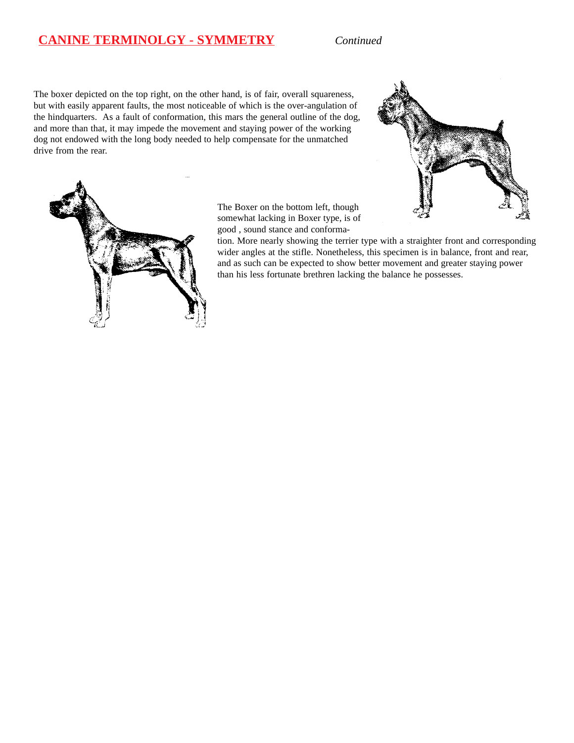## CANINE TERMINOLGY - SYMMETRY *Continued*

The boxer depicted on the top right, on the other hand, is of fair, overall squareness, but with easily apparent faults, the most noticeable of which is the over-angulation of the hindquarters. As a fault of conformation, this mars the general outline of the dog, and more than that, it may impede the movement and staying power of the working dog not endowed with the long body needed to help compensate for the unmatched drive from the rear.

The Boxer on the bottom left, though somewhat lacking in Boxer type, is of good , sound stance and conformation. More nearly showing the terrier type with a straighter front and corresponding wider angles at the stifle. Nonetheless, this specimen is in balance, front and rear, and as such can be expected to show better movement and greater staying power than his less fortunate brethren lacking the balance he possesses.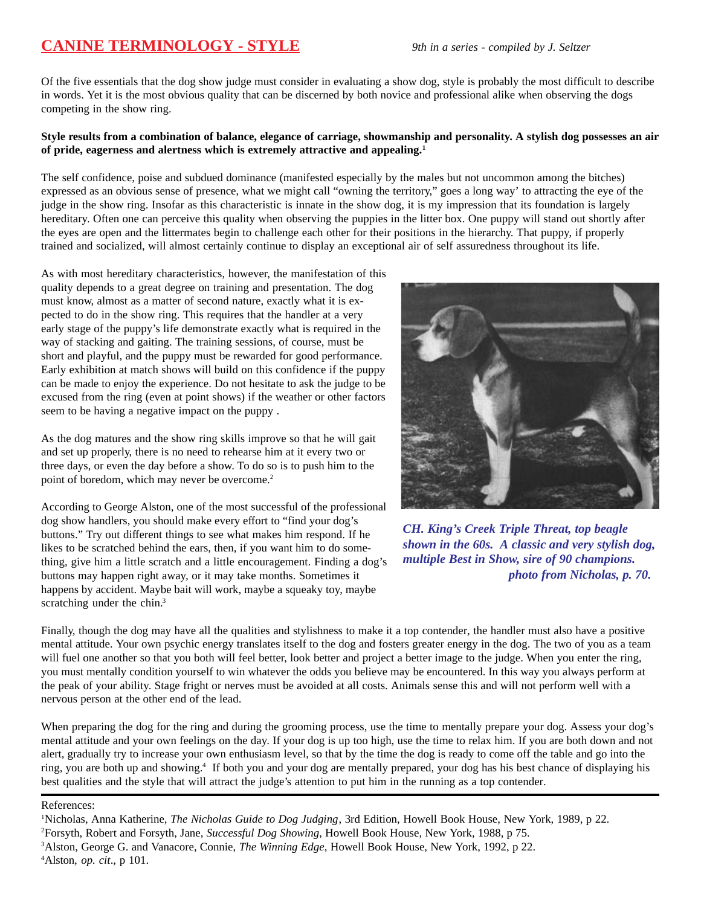# CANINE TERMINOLOGY - STYLE

*9th in a series - compiled by J. Seltzer*

Of the five essentials that the dog show judge must consider in evaluating a show dog, style is probably the most difficult to describe in words. Yet it is the most obvious quality that can be discerned by both novice and professional alike when observing the dogs competing in the show ring.

**Style results from a combination of balance, elegance of carriage, showmanship and personality. A stylish dog possesses an air of pride, eagerness and alertness which is extremely attractive and appealing.[1]**

The self confidence, poise and subdued dominance (manifested especially by the males but not uncommon among the bitches) expressed as an obvious sense of presence, what we might call "owning the territory," goes a long way' to attracting the eye of the judge in the show ring. Insofar as this characteristic is innate in the show dog, it is my impression that its foundation is largely hereditary. Often one can perceive this quality when observing the puppies in the litter box. One puppy will stand out shortly after the eyes are open and the littermates begin to challenge each other for their positions in the hierarchy. That puppy, if properly trained and socialized, will almost certainly continue to display an exceptional air of self assuredness throughout its life.

As with most hereditary characteristics, however, the manifestation of this quality depends to a great degree on training and presentation. The dog must know, almost as a matter of second nature, exactly what it is expected to do in the show ring. This requires that the handler at a very early stage of the puppy's life demonstrate exactly what is required in the way of stacking and gaiting. The training sessions, of course, must be short and playful, and the puppy must be rewarded for good performance. Early exhibition at match shows will build on this confidence if the puppy can be made to enjoy the experience. Do not hesitate to ask the judge to be excused from the ring (even at point shows) if the weather or other factors seem to be having a negative impact on the puppy .

*CH. King's Creek Triple Threat, top beagle shown in the 60s. A classic and very stylish dog, multiple Best in Show, sire of 90 champions. photo from Nicholas, p. 70.*

As the dog matures and the show ring skills improve so that he will gait and set up properly, there is no need to rehearse him at it every two or three days, or even the day before a show. To do so is to push him to the point of boredom, which may never be overcome.[2]

According to George Alston, one of the most successful of the professional dog show handlers, you should make every effort to "find your dog's buttons." Try out different things to see what makes him respond. If he likes to be scratched behind the ears, then, if you want him to do something, give him a little scratch and a little encouragement. Finding a dog's buttons may happen right away, or it may take months. Sometimes it happens by accident. Maybe bait will work, maybe a squeaky toy, maybe scratching under the chin.[3]

Finally, though the dog may have all the qualities and stylishness to make it a top contender, the handler must also have a positive mental attitude. Your own psychic energy translates itself to the dog and fosters greater energy in the dog. The two of you as a team will fuel one another so that you both will feel better, look better and project a better image to the judge. When you enter the ring, you must mentally condition yourself to win whatever the odds you believe may be encountered. In this way you always perform at the peak of your ability. Stage fright or nerves must be avoided at all costs. Animals sense this and will not perform well with a nervous person at the other end of the lead.

When preparing the dog for the ring and during the grooming process, use the time to mentally prepare your dog. Assess your dog's mental attitude and your own feelings on the day. If your dog is up too high, use the time to relax him. If you are both down and not alert, gradually try to increase your own enthusiasm level, so that by the time the dog is ready to come off the table and go into the ring, you are both up and showing.[4] If both you and your dog are mentally prepared, your dog has his best chance of displaying his best qualities and the style that will attract the judge's attention to put him in the running as a top contender.

---

References:

[1]Nicholas, Anna Katherine, *The Nicholas Guide to Dog Judging*, 3rd Edition, Howell Book House, New York, 1989, p 22.
[2]Forsyth, Robert and Forsyth, Jane, *Successful Dog Showing*, Howell Book House, New York, 1988, p 75.
[3]Alston, George G. and Vanacore, Connie, *The Winning Edge*, Howell Book House, New York, 1992, p 22.
[4]Alston, *op. cit*., p 101.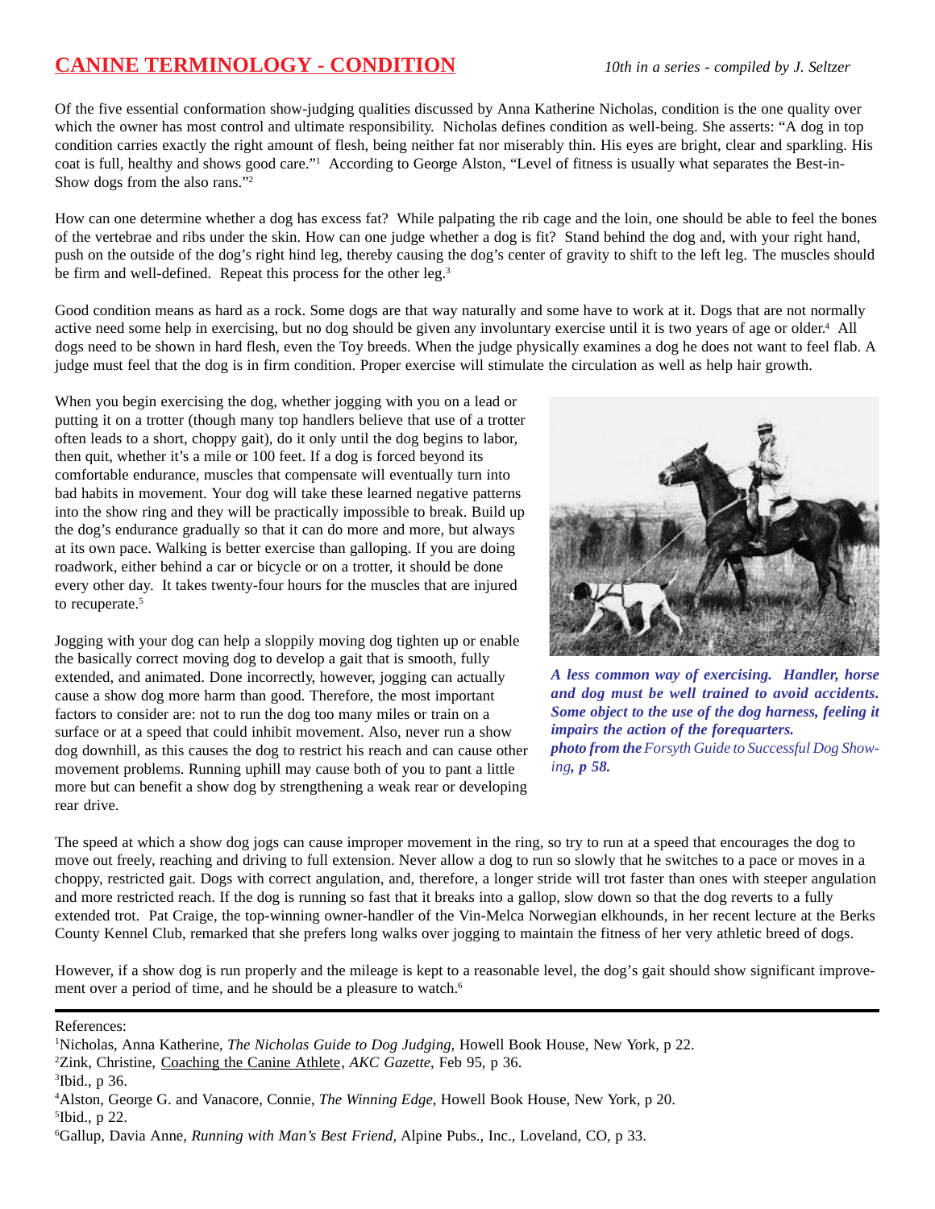## CANINE TERMINOLOGY - CONDITION

*10th in a series - compiled by J. Seltzer*

Of the five essential conformation show-judging qualities discussed by Anna Katherine Nicholas, condition is the one quality over which the owner has most control and ultimate responsibility. Nicholas defines condition as well-being. She asserts: "A dog in top condition carries exactly the right amount of flesh, being neither fat nor miserably thin. His eyes are bright, clear and sparkling. His coat is full, healthy and shows good care."[1] According to George Alston, "Level of fitness is usually what separates the Best-in-Show dogs from the also rans."[2]

How can one determine whether a dog has excess fat? While palpating the rib cage and the loin, one should be able to feel the bones of the vertebrae and ribs under the skin. How can one judge whether a dog is fit? Stand behind the dog and, with your right hand, push on the outside of the dog's right hind leg, thereby causing the dog's center of gravity to shift to the left leg. The muscles should be firm and well-defined. Repeat this process for the other leg.[3]

Good condition means as hard as a rock. Some dogs are that way naturally and some have to work at it. Dogs that are not normally active need some help in exercising, but no dog should be given any involuntary exercise until it is two years of age or older.[4] All dogs need to be shown in hard flesh, even the Toy breeds. When the judge physically examines a dog he does not want to feel flab. A judge must feel that the dog is in firm condition. Proper exercise will stimulate the circulation as well as help hair growth.

When you begin exercising the dog, whether jogging with you on a lead or putting it on a trotter (though many top handlers believe that use of a trotter often leads to a short, choppy gait), do it only until the dog begins to labor, then quit, whether it's a mile or 100 feet. If a dog is forced beyond its comfortable endurance, muscles that compensate will eventually turn into bad habits in movement. Your dog will take these learned negative patterns into the show ring and they will be practically impossible to break. Build up the dog's endurance gradually so that it can do more and more, but always at its own pace. Walking is better exercise than galloping. If you are doing roadwork, either behind a car or bicycle or on a trotter, it should be done every other day. It takes twenty-four hours for the muscles that are injured to recuperate.[5]

*A less common way of exercising. Handler, horse and dog must be well trained to avoid accidents. Some object to the use of the dog harness, feeling it impairs the action of the forequarters.*
***photo from the** Forsyth Guide to Successful Dog Showing**, p 58.***

Jogging with your dog can help a sloppily moving dog tighten up or enable the basically correct moving dog to develop a gait that is smooth, fully extended, and animated. Done incorrectly, however, jogging can actually cause a show dog more harm than good. Therefore, the most important factors to consider are: not to run the dog too many miles or train on a surface or at a speed that could inhibit movement. Also, never run a show dog downhill, as this causes the dog to restrict his reach and can cause other movement problems. Running uphill may cause both of you to pant a little more but can benefit a show dog by strengthening a weak rear or developing rear drive.

The speed at which a show dog jogs can cause improper movement in the ring, so try to run at a speed that encourages the dog to move out freely, reaching and driving to full extension. Never allow a dog to run so slowly that he switches to a pace or moves in a choppy, restricted gait. Dogs with correct angulation, and, therefore, a longer stride will trot faster than ones with steeper angulation and more restricted reach. If the dog is running so fast that it breaks into a gallop, slow down so that the dog reverts to a fully extended trot. Pat Craige, the top-winning owner-handler of the Vin-Melca Norwegian elkhounds, in her recent lecture at the Berks County Kennel Club, remarked that she prefers long walks over jogging to maintain the fitness of her very athletic breed of dogs.

However, if a show dog is run properly and the mileage is kept to a reasonable level, the dog's gait should show significant improvement over a period of time, and he should be a pleasure to watch.[6]

---

References:

[1]Nicholas, Anna Katherine, *The Nicholas Guide to Dog Judging*, Howell Book House, New York, p 22.

[2]Zink, Christine, Coaching the Canine Athlete, *AKC Gazette*, Feb 95, p 36.

[3]Ibid., p 36.

[4]Alston, George G. and Vanacore, Connie, *The Winning Edge*, Howell Book House, New York, p 20.

[5]Ibid., p 22.

[6]Gallup, Davia Anne, *Running with Man's Best Friend*, Alpine Pubs., Inc., Loveland, CO, p 33.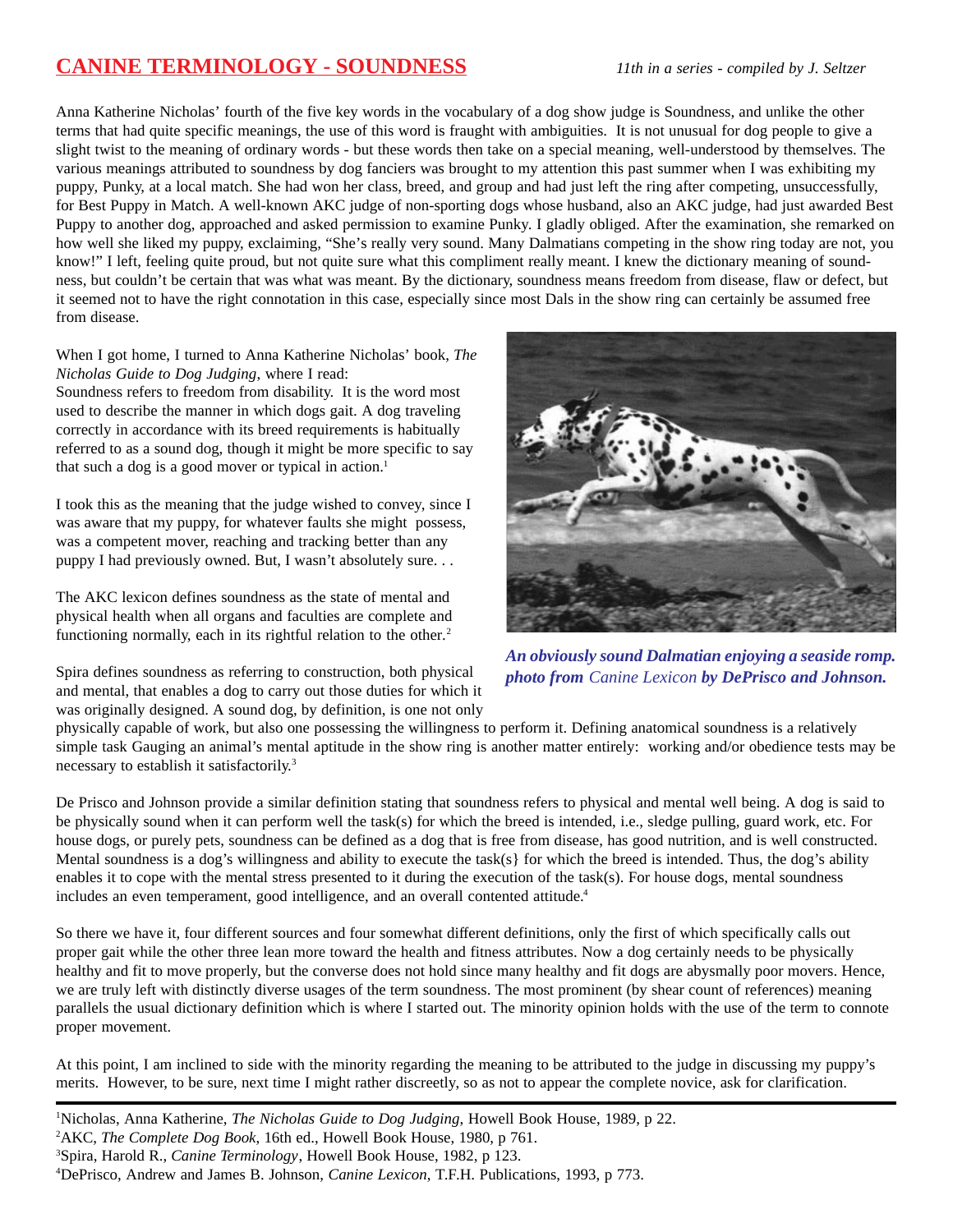# CANINE TERMINOLOGY - SOUNDNESS

*11th in a series - compiled by J. Seltzer*

Anna Katherine Nicholas' fourth of the five key words in the vocabulary of a dog show judge is Soundness, and unlike the other terms that had quite specific meanings, the use of this word is fraught with ambiguities. It is not unusual for dog people to give a slight twist to the meaning of ordinary words - but these words then take on a special meaning, well-understood by themselves. The various meanings attributed to soundness by dog fanciers was brought to my attention this past summer when I was exhibiting my puppy, Punky, at a local match. She had won her class, breed, and group and had just left the ring after competing, unsuccessfully, for Best Puppy in Match. A well-known AKC judge of non-sporting dogs whose husband, also an AKC judge, had just awarded Best Puppy to another dog, approached and asked permission to examine Punky. I gladly obliged. After the examination, she remarked on how well she liked my puppy, exclaiming, "She's really very sound. Many Dalmatians competing in the show ring today are not, you know!" I left, feeling quite proud, but not quite sure what this compliment really meant. I knew the dictionary meaning of soundness, but couldn't be certain that was what was meant. By the dictionary, soundness means freedom from disease, flaw or defect, but it seemed not to have the right connotation in this case, especially since most Dals in the show ring can certainly be assumed free from disease.

When I got home, I turned to Anna Katherine Nicholas' book, *The Nicholas Guide to Dog Judging*, where I read:
Soundness refers to freedom from disability. It is the word most used to describe the manner in which dogs gait. A dog traveling correctly in accordance with its breed requirements is habitually referred to as a sound dog, though it might be more specific to say that such a dog is a good mover or typical in action.[1]

I took this as the meaning that the judge wished to convey, since I was aware that my puppy, for whatever faults she might possess, was a competent mover, reaching and tracking better than any puppy I had previously owned. But, I wasn't absolutely sure. . .

The AKC lexicon defines soundness as the state of mental and physical health when all organs and faculties are complete and functioning normally, each in its rightful relation to the other.[2]

***An obviously sound Dalmatian enjoying a seaside romp. photo from*** *Canine Lexicon* ***by DePrisco and Johnson.***

Spira defines soundness as referring to construction, both physical and mental, that enables a dog to carry out those duties for which it was originally designed. A sound dog, by definition, is one not only physically capable of work, but also one possessing the willingness to perform it. Defining anatomical soundness is a relatively simple task Gauging an animal's mental aptitude in the show ring is another matter entirely: working and/or obedience tests may be necessary to establish it satisfactorily.[3]

De Prisco and Johnson provide a similar definition stating that soundness refers to physical and mental well being. A dog is said to be physically sound when it can perform well the task(s) for which the breed is intended, i.e., sledge pulling, guard work, etc. For house dogs, or purely pets, soundness can be defined as a dog that is free from disease, has good nutrition, and is well constructed. Mental soundness is a dog's willingness and ability to execute the task(s} for which the breed is intended. Thus, the dog's ability enables it to cope with the mental stress presented to it during the execution of the task(s). For house dogs, mental soundness includes an even temperament, good intelligence, and an overall contented attitude.[4]

So there we have it, four different sources and four somewhat different definitions, only the first of which specifically calls out proper gait while the other three lean more toward the health and fitness attributes. Now a dog certainly needs to be physically healthy and fit to move properly, but the converse does not hold since many healthy and fit dogs are abysmally poor movers. Hence, we are truly left with distinctly diverse usages of the term soundness. The most prominent (by shear count of references) meaning parallels the usual dictionary definition which is where I started out. The minority opinion holds with the use of the term to connote proper movement.

At this point, I am inclined to side with the minority regarding the meaning to be attributed to the judge in discussing my puppy's merits. However, to be sure, next time I might rather discreetly, so as not to appear the complete novice, ask for clarification.

---

[1]Nicholas, Anna Katherine, *The Nicholas Guide to Dog Judging*, Howell Book House, 1989, p 22.
[2]AKC, *The Complete Dog Book*, 16th ed., Howell Book House, 1980, p 761.
[3]Spira, Harold R., *Canine Terminology*, Howell Book House, 1982, p 123.
[4]DePrisco, Andrew and James B. Johnson, *Canine Lexicon*, T.F.H. Publications, 1993, p 773.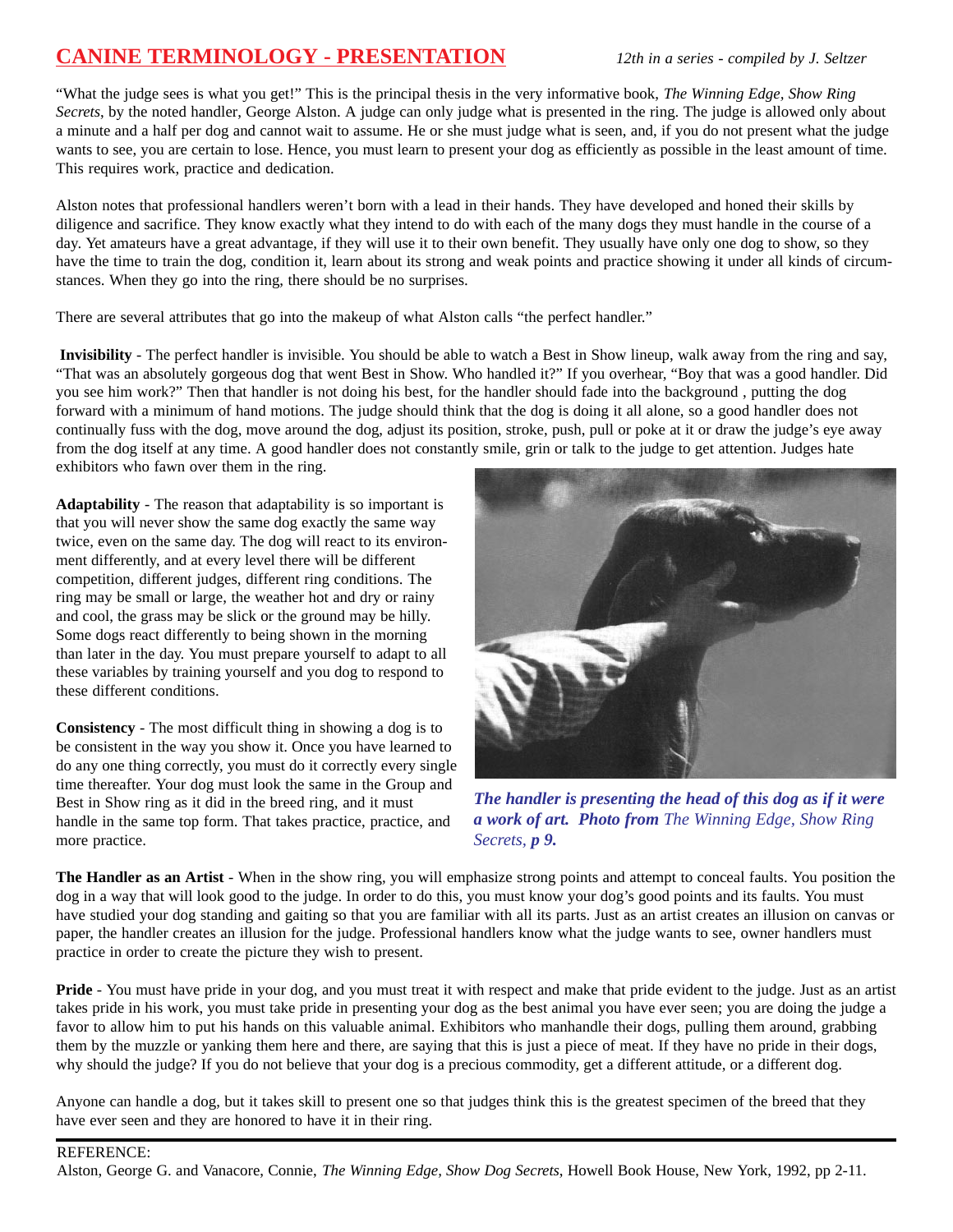# CANINE TERMINOLOGY - PRESENTATION

*12th in a series - compiled by J. Seltzer*

"What the judge sees is what you get!" This is the principal thesis in the very informative book, *The Winning Edge, Show Ring Secrets*, by the noted handler, George Alston. A judge can only judge what is presented in the ring. The judge is allowed only about a minute and a half per dog and cannot wait to assume. He or she must judge what is seen, and, if you do not present what the judge wants to see, you are certain to lose. Hence, you must learn to present your dog as efficiently as possible in the least amount of time. This requires work, practice and dedication.

Alston notes that professional handlers weren't born with a lead in their hands. They have developed and honed their skills by diligence and sacrifice. They know exactly what they intend to do with each of the many dogs they must handle in the course of a day. Yet amateurs have a great advantage, if they will use it to their own benefit. They usually have only one dog to show, so they have the time to train the dog, condition it, learn about its strong and weak points and practice showing it under all kinds of circumstances. When they go into the ring, there should be no surprises.

There are several attributes that go into the makeup of what Alston calls "the perfect handler."

**Invisibility** - The perfect handler is invisible. You should be able to watch a Best in Show lineup, walk away from the ring and say, "That was an absolutely gorgeous dog that went Best in Show. Who handled it?" If you overhear, "Boy that was a good handler. Did you see him work?" Then that handler is not doing his best, for the handler should fade into the background , putting the dog forward with a minimum of hand motions. The judge should think that the dog is doing it all alone, so a good handler does not continually fuss with the dog, move around the dog, adjust its position, stroke, push, pull or poke at it or draw the judge's eye away from the dog itself at any time. A good handler does not constantly smile, grin or talk to the judge to get attention. Judges hate exhibitors who fawn over them in the ring.

**Adaptability** - The reason that adaptability is so important is that you will never show the same dog exactly the same way twice, even on the same day. The dog will react to its environment differently, and at every level there will be different competition, different judges, different ring conditions. The ring may be small or large, the weather hot and dry or rainy and cool, the grass may be slick or the ground may be hilly. Some dogs react differently to being shown in the morning than later in the day. You must prepare yourself to adapt to all these variables by training yourself and you dog to respond to these different conditions.

**Consistency** - The most difficult thing in showing a dog is to be consistent in the way you show it. Once you have learned to do any one thing correctly, you must do it correctly every single time thereafter. Your dog must look the same in the Group and Best in Show ring as it did in the breed ring, and it must handle in the same top form. That takes practice, practice, and more practice.

***The handler is presenting the head of this dog as if it were a work of art. Photo from*** *The Winning Edge, Show Ring Secrets*, ***p 9.***

**The Handler as an Artist** - When in the show ring, you will emphasize strong points and attempt to conceal faults. You position the dog in a way that will look good to the judge. In order to do this, you must know your dog's good points and its faults. You must have studied your dog standing and gaiting so that you are familiar with all its parts. Just as an artist creates an illusion on canvas or paper, the handler creates an illusion for the judge. Professional handlers know what the judge wants to see, owner handlers must practice in order to create the picture they wish to present.

**Pride** - You must have pride in your dog, and you must treat it with respect and make that pride evident to the judge. Just as an artist takes pride in his work, you must take pride in presenting your dog as the best animal you have ever seen; you are doing the judge a favor to allow him to put his hands on this valuable animal. Exhibitors who manhandle their dogs, pulling them around, grabbing them by the muzzle or yanking them here and there, are saying that this is just a piece of meat. If they have no pride in their dogs, why should the judge? If you do not believe that your dog is a precious commodity, get a different attitude, or a different dog.

Anyone can handle a dog, but it takes skill to present one so that judges think this is the greatest specimen of the breed that they have ever seen and they are honored to have it in their ring.

---

REFERENCE:
Alston, George G. and Vanacore, Connie, *The Winning Edge, Show Dog Secrets*, Howell Book House, New York, 1992, pp 2-11.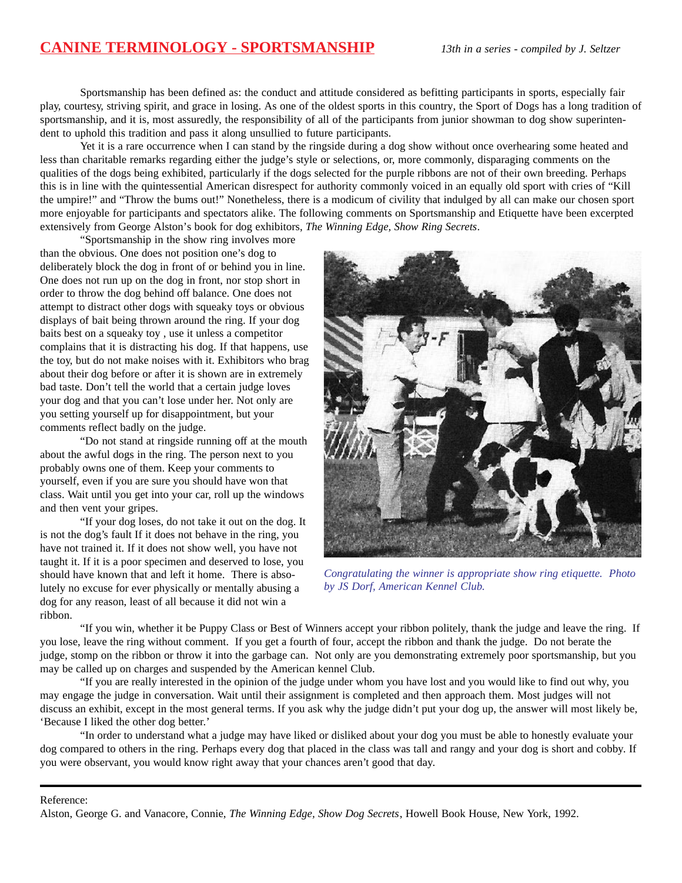# CANINE TERMINOLOGY - SPORTSMANSHIP

*13th in a series - compiled by J. Seltzer*

Sportsmanship has been defined as: the conduct and attitude considered as befitting participants in sports, especially fair play, courtesy, striving spirit, and grace in losing. As one of the oldest sports in this country, the Sport of Dogs has a long tradition of sportsmanship, and it is, most assuredly, the responsibility of all of the participants from junior showman to dog show superintendent to uphold this tradition and pass it along unsullied to future participants.

Yet it is a rare occurrence when I can stand by the ringside during a dog show without once overhearing some heated and less than charitable remarks regarding either the judge's style or selections, or, more commonly, disparaging comments on the qualities of the dogs being exhibited, particularly if the dogs selected for the purple ribbons are not of their own breeding. Perhaps this is in line with the quintessential American disrespect for authority commonly voiced in an equally old sport with cries of "Kill the umpire!" and "Throw the bums out!" Nonetheless, there is a modicum of civility that indulged by all can make our chosen sport more enjoyable for participants and spectators alike. The following comments on Sportsmanship and Etiquette have been excerpted extensively from George Alston's book for dog exhibitors, *The Winning Edge, Show Ring Secrets*.

"Sportsmanship in the show ring involves more than the obvious. One does not position one's dog to deliberately block the dog in front of or behind you in line. One does not run up on the dog in front, nor stop short in order to throw the dog behind off balance. One does not attempt to distract other dogs with squeaky toys or obvious displays of bait being thrown around the ring. If your dog baits best on a squeaky toy , use it unless a competitor complains that it is distracting his dog. If that happens, use the toy, but do not make noises with it. Exhibitors who brag about their dog before or after it is shown are in extremely bad taste. Don't tell the world that a certain judge loves your dog and that you can't lose under her. Not only are you setting yourself up for disappointment, but your comments reflect badly on the judge.

"Do not stand at ringside running off at the mouth about the awful dogs in the ring. The person next to you probably owns one of them. Keep your comments to yourself, even if you are sure you should have won that class. Wait until you get into your car, roll up the windows and then vent your gripes.

"If your dog loses, do not take it out on the dog. It is not the dog's fault If it does not behave in the ring, you have not trained it. If it does not show well, you have not taught it. If it is a poor specimen and deserved to lose, you should have known that and left it home. There is absolutely no excuse for ever physically or mentally abusing a dog for any reason, least of all because it did not win a ribbon.

*Congratulating the winner is appropriate show ring etiquette. Photo by JS Dorf, American Kennel Club.*

"If you win, whether it be Puppy Class or Best of Winners accept your ribbon politely, thank the judge and leave the ring. If you lose, leave the ring without comment. If you get a fourth of four, accept the ribbon and thank the judge. Do not berate the judge, stomp on the ribbon or throw it into the garbage can. Not only are you demonstrating extremely poor sportsmanship, but you may be called up on charges and suspended by the American kennel Club.

"If you are really interested in the opinion of the judge under whom you have lost and you would like to find out why, you may engage the judge in conversation. Wait until their assignment is completed and then approach them. Most judges will not discuss an exhibit, except in the most general terms. If you ask why the judge didn't put your dog up, the answer will most likely be, 'Because I liked the other dog better.'

"In order to understand what a judge may have liked or disliked about your dog you must be able to honestly evaluate your dog compared to others in the ring. Perhaps every dog that placed in the class was tall and rangy and your dog is short and cobby. If you were observant, you would know right away that your chances aren't good that day.

---

Reference:

Alston, George G. and Vanacore, Connie, *The Winning Edge, Show Dog Secrets*, Howell Book House, New York, 1992.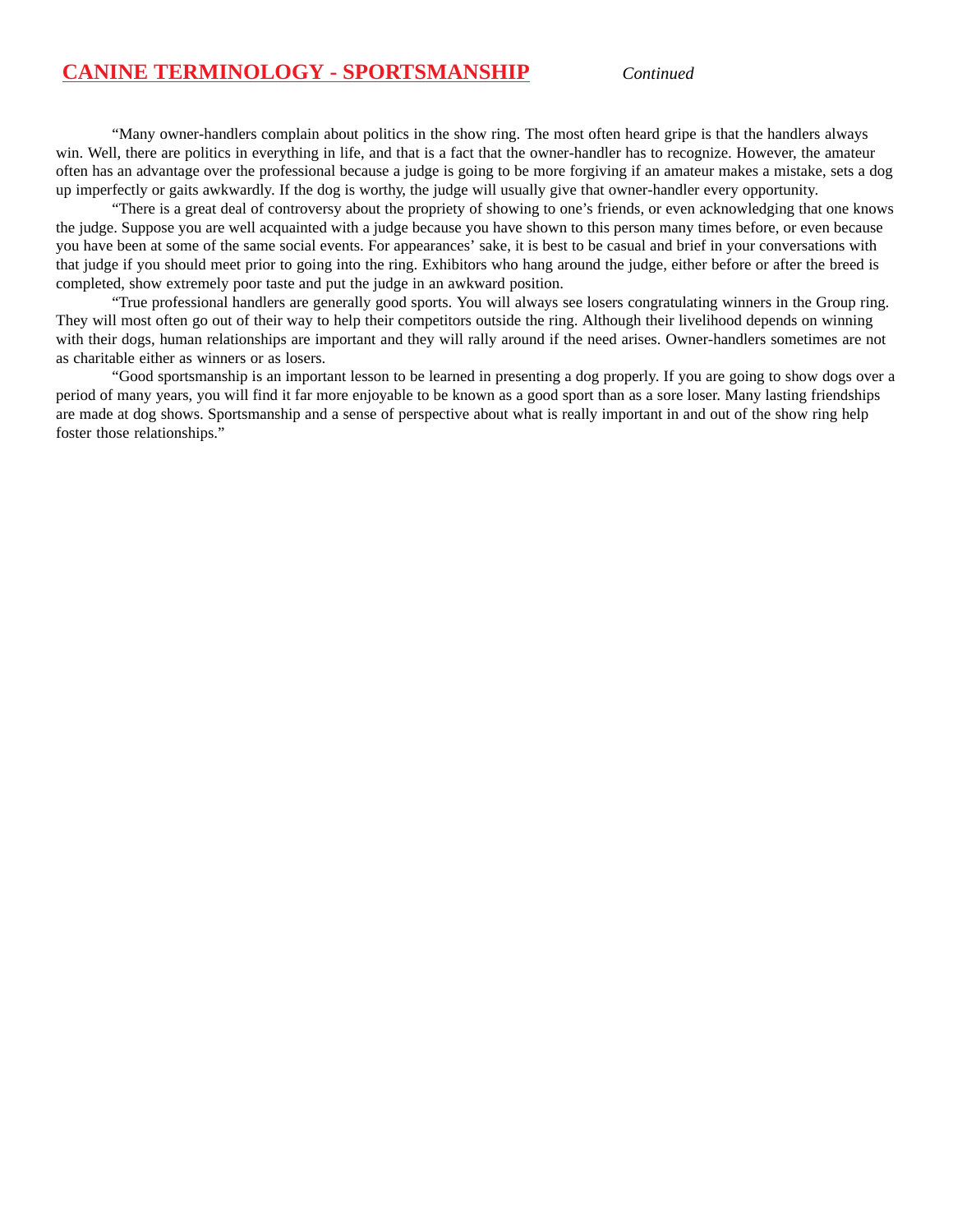## CANINE TERMINOLOGY - SPORTSMANSHIP *Continued*

“Many owner-handlers complain about politics in the show ring. The most often heard gripe is that the handlers always win. Well, there are politics in everything in life, and that is a fact that the owner-handler has to recognize. However, the amateur often has an advantage over the professional because a judge is going to be more forgiving if an amateur makes a mistake, sets a dog up imperfectly or gaits awkwardly. If the dog is worthy, the judge will usually give that owner-handler every opportunity.

“There is a great deal of controversy about the propriety of showing to one’s friends, or even acknowledging that one knows the judge. Suppose you are well acquainted with a judge because you have shown to this person many times before, or even because you have been at some of the same social events. For appearances’ sake, it is best to be casual and brief in your conversations with that judge if you should meet prior to going into the ring. Exhibitors who hang around the judge, either before or after the breed is completed, show extremely poor taste and put the judge in an awkward position.

“True professional handlers are generally good sports. You will always see losers congratulating winners in the Group ring. They will most often go out of their way to help their competitors outside the ring. Although their livelihood depends on winning with their dogs, human relationships are important and they will rally around if the need arises. Owner-handlers sometimes are not as charitable either as winners or as losers.

“Good sportsmanship is an important lesson to be learned in presenting a dog properly. If you are going to show dogs over a period of many years, you will find it far more enjoyable to be known as a good sport than as a sore loser. Many lasting friendships are made at dog shows. Sportsmanship and a sense of perspective about what is really important in and out of the show ring help foster those relationships.”